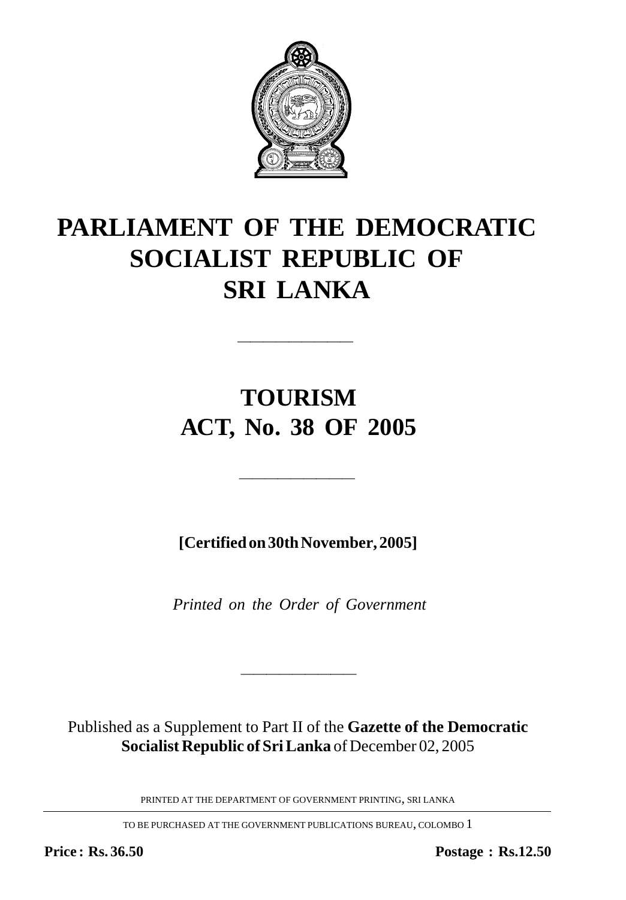# PARLIAMENT OF THE DEMOCRATIC SOCIALIST REPUBLIC OF SRI LANKA

---

# TOURISM ACT, No. 38 OF 2005

---

**[Certified on 30th November, 2005]**

*Printed on the Order of Government*

---

Published as a Supplement to Part II of the **Gazette of the Democratic Socialist Republic of Sri Lanka** of December 02, 2005

PRINTED AT THE DEPARTMENT OF GOVERNMENT PRINTING, SRI LANKA

TO BE PURCHASED AT THE GOVERNMENT PUBLICATIONS BUREAU, COLOMBO 1

**Price : Rs. 36.50** **Postage : Rs.12.50**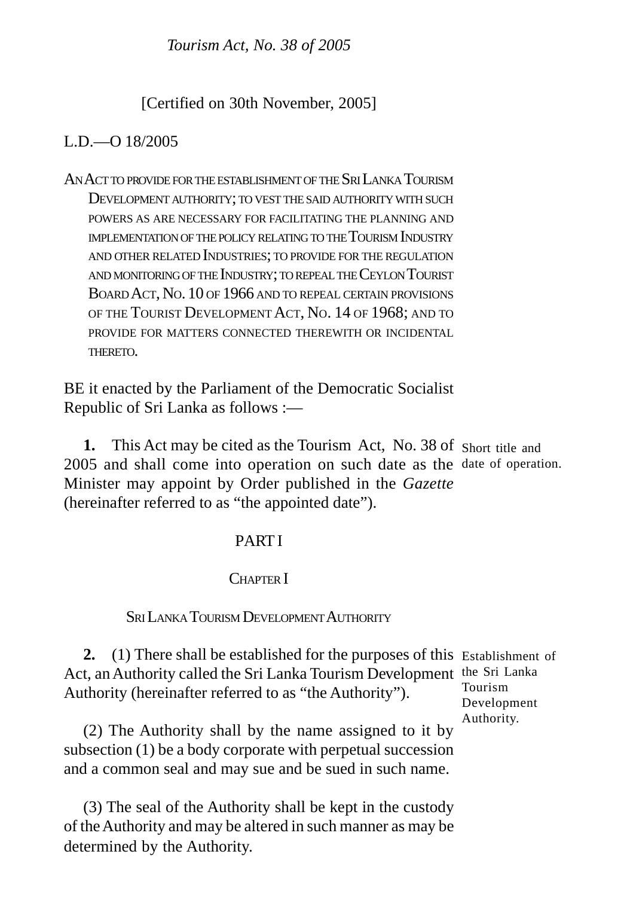*Tourism Act, No. 38 of 2005*

[Certified on 30th November, 2005]

L.D.—O 18/2005

AN ACT TO PROVIDE FOR THE ESTABLISHMENT OF THE SRI LANKA TOURISM DEVELOPMENT AUTHORITY; TO VEST THE SAID AUTHORITY WITH SUCH POWERS AS ARE NECESSARY FOR FACILITATING THE PLANNING AND IMPLEMENTATION OF THE POLICY RELATING TO THE TOURISM INDUSTRY AND OTHER RELATED INDUSTRIES; TO PROVIDE FOR THE REGULATION AND MONITORING OF THE INDUSTRY; TO REPEAL THE CEYLON TOURIST BOARD ACT, NO. 10 OF 1966 AND TO REPEAL CERTAIN PROVISIONS OF THE TOURIST DEVELOPMENT ACT, NO. 14 OF 1968; AND TO PROVIDE FOR MATTERS CONNECTED THEREWITH OR INCIDENTAL THERETO.

BE it enacted by the Parliament of the Democratic Socialist Republic of Sri Lanka as follows :—

Short title and date of operation.

**1.** This Act may be cited as the Tourism Act, No. 38 of 2005 and shall come into operation on such date as the Minister may appoint by Order published in the *Gazette* (hereinafter referred to as "the appointed date").

## PART I

### CHAPTER I

### SRI LANKA TOURISM DEVELOPMENT AUTHORITY

Establishment of the Sri Lanka Tourism Development Authority.

**2.** (1) There shall be established for the purposes of this Act, an Authority called the Sri Lanka Tourism Development Authority (hereinafter referred to as "the Authority").

(2) The Authority shall by the name assigned to it by subsection (1) be a body corporate with perpetual succession and a common seal and may sue and be sued in such name.

(3) The seal of the Authority shall be kept in the custody of the Authority and may be altered in such manner as may be determined by the Authority.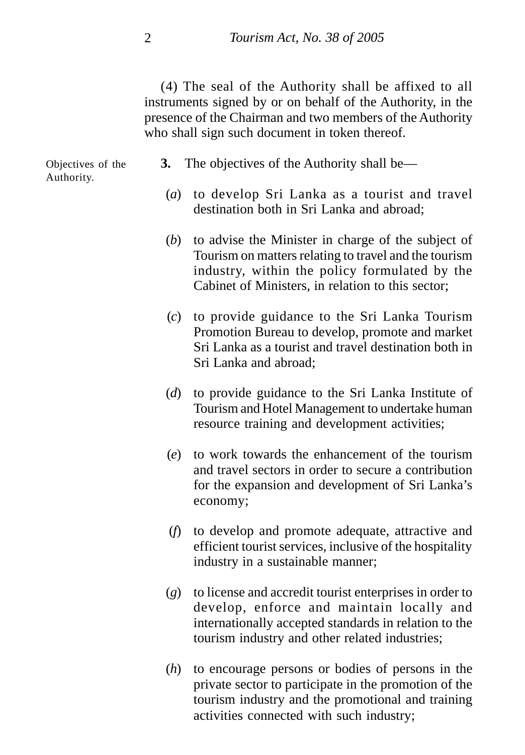(4) The seal of the Authority shall be affixed to all instruments signed by or on behalf of the Authority, in the presence of the Chairman and two members of the Authority who shall sign such document in token thereof.

Objectives of the Authority.

**3.** The objectives of the Authority shall be—

(*a*) to develop Sri Lanka as a tourist and travel destination both in Sri Lanka and abroad;

(*b*) to advise the Minister in charge of the subject of Tourism on matters relating to travel and the tourism industry, within the policy formulated by the Cabinet of Ministers, in relation to this sector;

(*c*) to provide guidance to the Sri Lanka Tourism Promotion Bureau to develop, promote and market Sri Lanka as a tourist and travel destination both in Sri Lanka and abroad;

(*d*) to provide guidance to the Sri Lanka Institute of Tourism and Hotel Management to undertake human resource training and development activities;

(*e*) to work towards the enhancement of the tourism and travel sectors in order to secure a contribution for the expansion and development of Sri Lanka's economy;

(*f*) to develop and promote adequate, attractive and efficient tourist services, inclusive of the hospitality industry in a sustainable manner;

(*g*) to license and accredit tourist enterprises in order to develop, enforce and maintain locally and internationally accepted standards in relation to the tourism industry and other related industries;

(*h*) to encourage persons or bodies of persons in the private sector to participate in the promotion of the tourism industry and the promotional and training activities connected with such industry;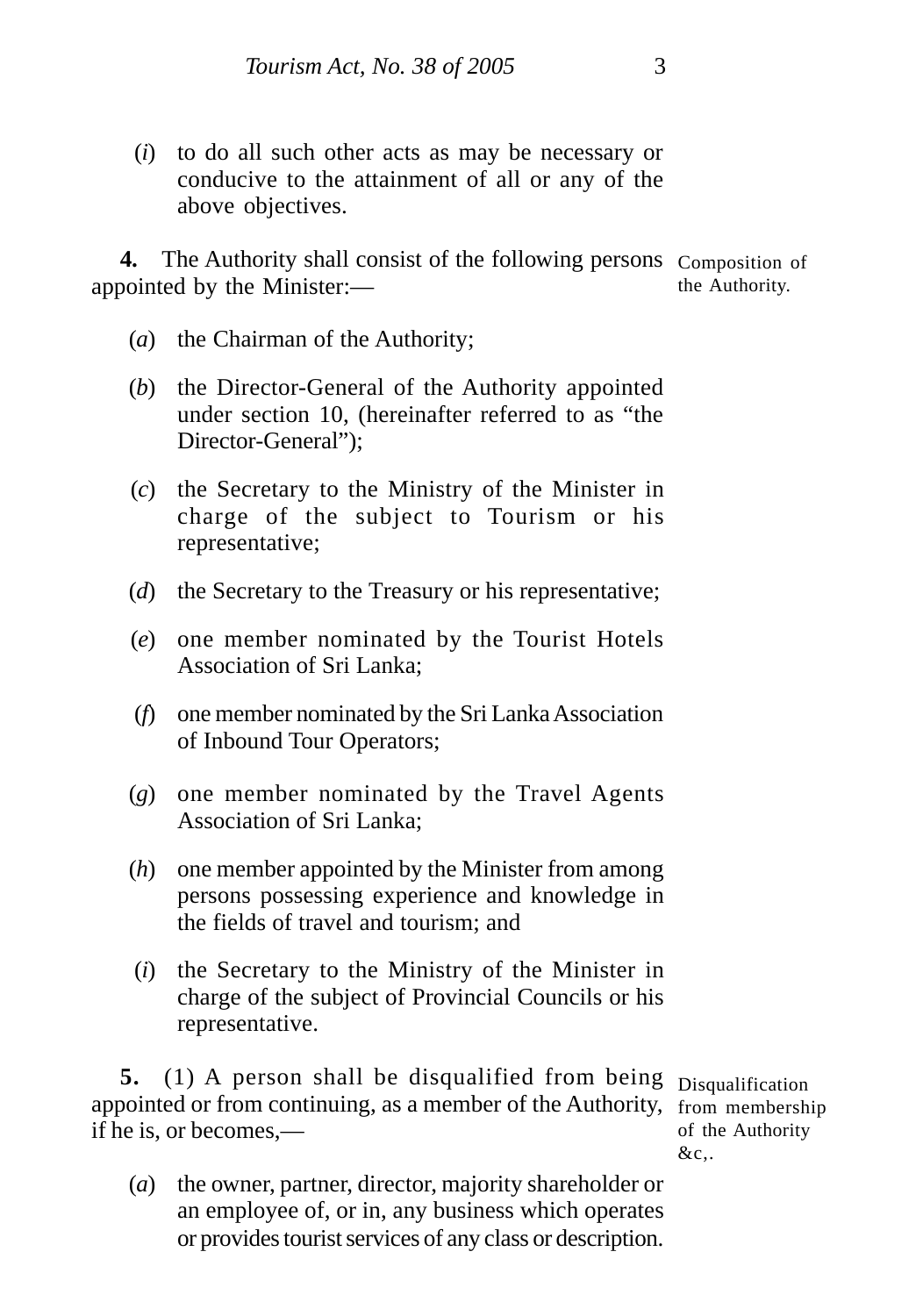(*i*) to do all such other acts as may be necessary or conducive to the attainment of all or any of the above objectives.

**4.** The Authority shall consist of the following persons appointed by the Minister:—

Composition of the Authority.

(*a*) the Chairman of the Authority;

(*b*) the Director-General of the Authority appointed under section 10, (hereinafter referred to as "the Director-General");

(*c*) the Secretary to the Ministry of the Minister in charge of the subject to Tourism or his representative;

(*d*) the Secretary to the Treasury or his representative;

(*e*) one member nominated by the Tourist Hotels Association of Sri Lanka;

(*f*) one member nominated by the Sri Lanka Association of Inbound Tour Operators;

(*g*) one member nominated by the Travel Agents Association of Sri Lanka;

(*h*) one member appointed by the Minister from among persons possessing experience and knowledge in the fields of travel and tourism; and

(*i*) the Secretary to the Ministry of the Minister in charge of the subject of Provincial Councils or his representative.

**5.** (1) A person shall be disqualified from being appointed or from continuing, as a member of the Authority, if he is, or becomes,—

Disqualification from membership of the Authority &c,.

(*a*) the owner, partner, director, majority shareholder or an employee of, or in, any business which operates or provides tourist services of any class or description.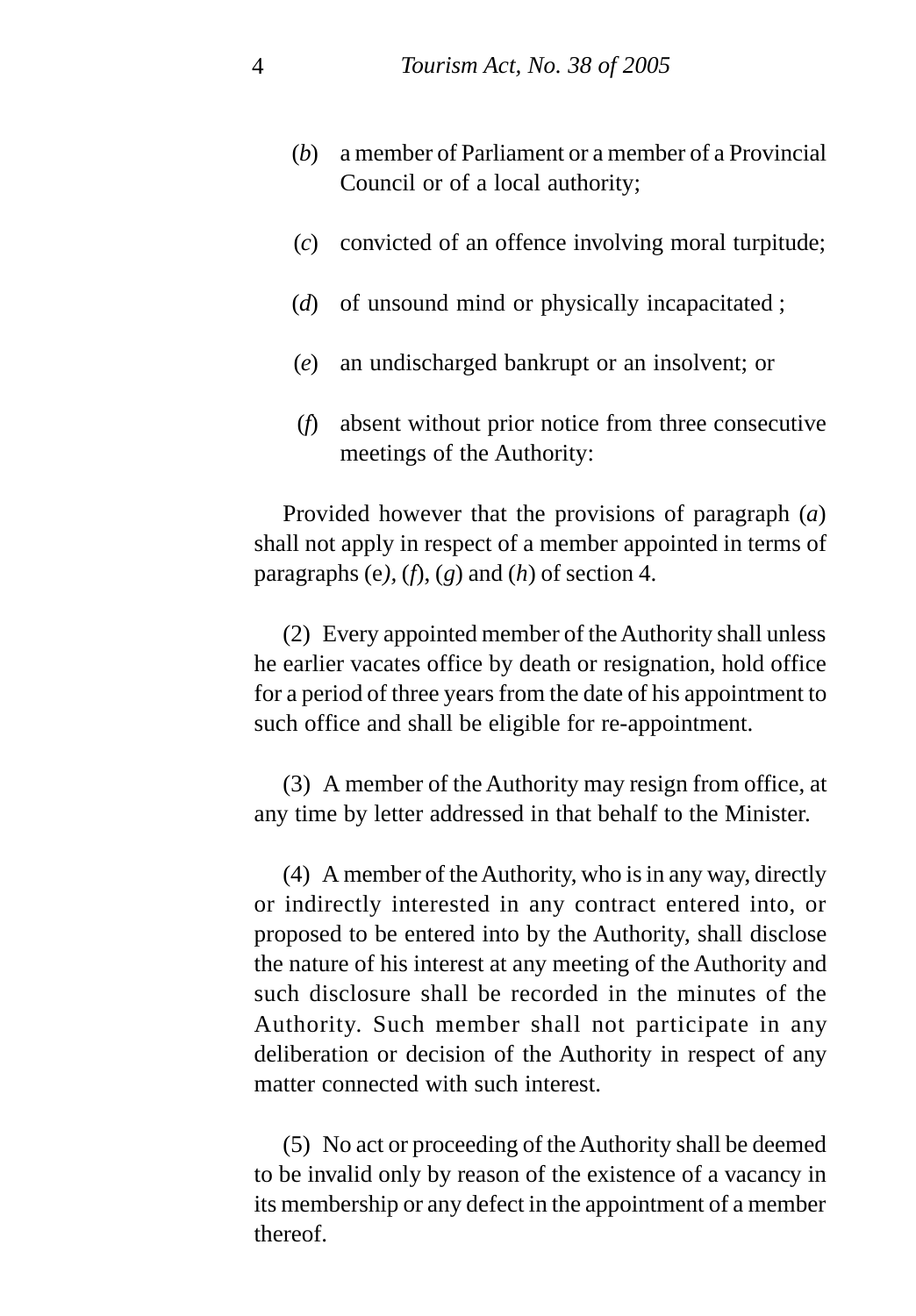(*b*) a member of Parliament or a member of a Provincial Council or of a local authority;

(*c*) convicted of an offence involving moral turpitude;

(*d*) of unsound mind or physically incapacitated ;

(*e*) an undischarged bankrupt or an insolvent; or

(*f*) absent without prior notice from three consecutive meetings of the Authority:

Provided however that the provisions of paragraph (*a*) shall not apply in respect of a member appointed in terms of paragraphs (e*)*, (*f*), (*g*) and (*h*) of section 4.

(2) Every appointed member of the Authority shall unless he earlier vacates office by death or resignation, hold office for a period of three years from the date of his appointment to such office and shall be eligible for re-appointment.

(3) A member of the Authority may resign from office, at any time by letter addressed in that behalf to the Minister.

(4) A member of the Authority, who is in any way, directly or indirectly interested in any contract entered into, or proposed to be entered into by the Authority, shall disclose the nature of his interest at any meeting of the Authority and such disclosure shall be recorded in the minutes of the Authority. Such member shall not participate in any deliberation or decision of the Authority in respect of any matter connected with such interest.

(5) No act or proceeding of the Authority shall be deemed to be invalid only by reason of the existence of a vacancy in its membership or any defect in the appointment of a member thereof.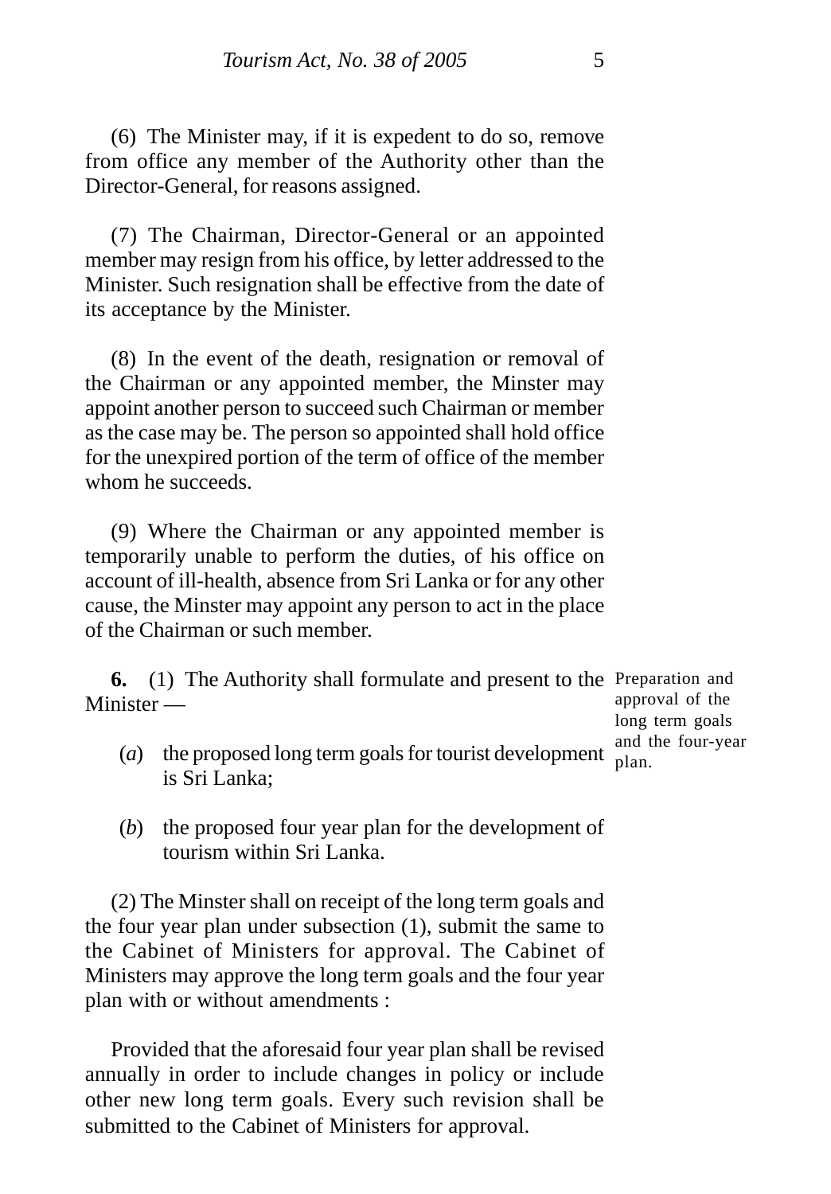(6) The Minister may, if it is expedent to do so, remove from office any member of the Authority other than the Director-General, for reasons assigned.

(7) The Chairman, Director-General or an appointed member may resign from his office, by letter addressed to the Minister. Such resignation shall be effective from the date of its acceptance by the Minister.

(8) In the event of the death, resignation or removal of the Chairman or any appointed member, the Minster may appoint another person to succeed such Chairman or member as the case may be. The person so appointed shall hold office for the unexpired portion of the term of office of the member whom he succeeds.

(9) Where the Chairman or any appointed member is temporarily unable to perform the duties, of his office on account of ill-health, absence from Sri Lanka or for any other cause, the Minster may appoint any person to act in the place of the Chairman or such member.

Preparation and approval of the long term goals and the four-year plan.

**6.** (1) The Authority shall formulate and present to the Minister —

(*a*) the proposed long term goals for tourist development is Sri Lanka;

(*b*) the proposed four year plan for the development of tourism within Sri Lanka.

(2) The Minster shall on receipt of the long term goals and the four year plan under subsection (1), submit the same to the Cabinet of Ministers for approval. The Cabinet of Ministers may approve the long term goals and the four year plan with or without amendments :

Provided that the aforesaid four year plan shall be revised annually in order to include changes in policy or include other new long term goals. Every such revision shall be submitted to the Cabinet of Ministers for approval.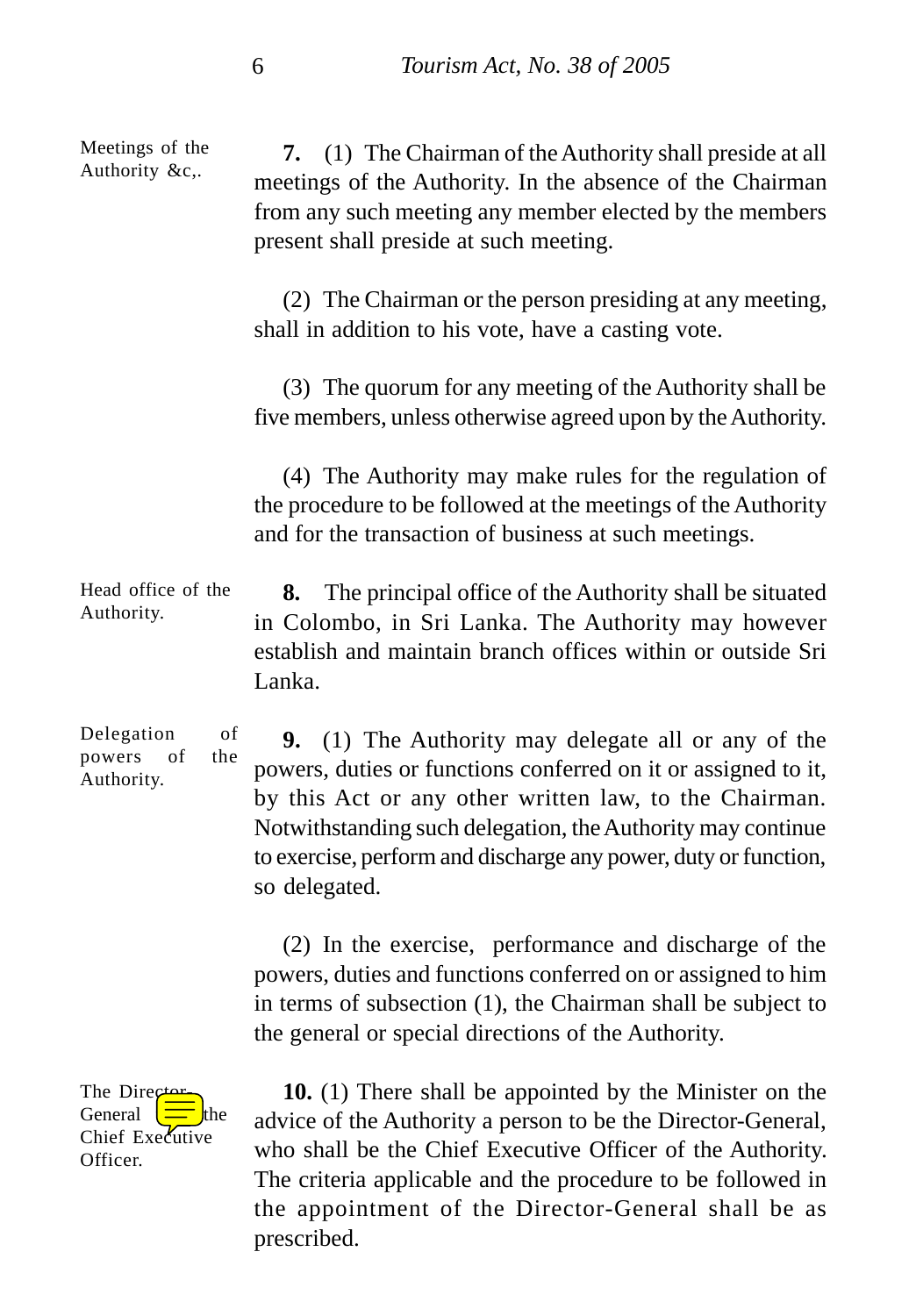**Meetings of the Authority &c,.**

**7.** (1) The Chairman of the Authority shall preside at all meetings of the Authority. In the absence of the Chairman from any such meeting any member elected by the members present shall preside at such meeting.

(2) The Chairman or the person presiding at any meeting, shall in addition to his vote, have a casting vote.

(3) The quorum for any meeting of the Authority shall be five members, unless otherwise agreed upon by the Authority.

(4) The Authority may make rules for the regulation of the procedure to be followed at the meetings of the Authority and for the transaction of business at such meetings.

**Head office of the Authority.**

**8.** The principal office of the Authority shall be situated in Colombo, in Sri Lanka. The Authority may however establish and maintain branch offices within or outside Sri Lanka.

**Delegation of powers of the Authority.**

**9.** (1) The Authority may delegate all or any of the powers, duties or functions conferred on it or assigned to it, by this Act or any other written law, to the Chairman. Notwithstanding such delegation, the Authority may continue to exercise, perform and discharge any power, duty or function, so delegated.

(2) In the exercise, performance and discharge of the powers, duties and functions conferred on or assigned to him in terms of subsection (1), the Chairman shall be subject to the general or special directions of the Authority.

**The Director-General the Chief Executive Officer.**

**10.** (1) There shall be appointed by the Minister on the advice of the Authority a person to be the Director-General, who shall be the Chief Executive Officer of the Authority. The criteria applicable and the procedure to be followed in the appointment of the Director-General shall be as prescribed.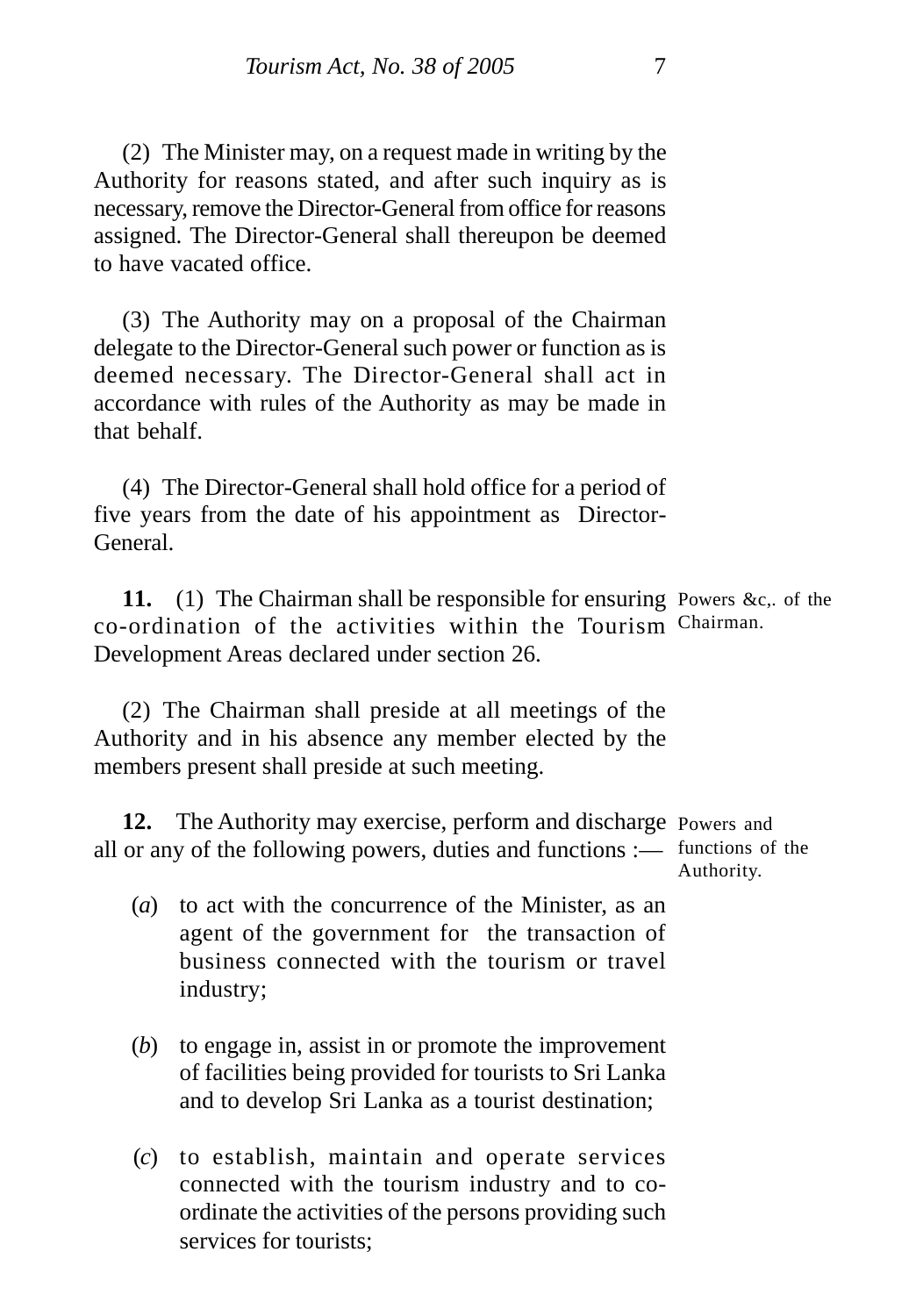(2) The Minister may, on a request made in writing by the Authority for reasons stated, and after such inquiry as is necessary, remove the Director-General from office for reasons assigned. The Director-General shall thereupon be deemed to have vacated office.

(3) The Authority may on a proposal of the Chairman delegate to the Director-General such power or function as is deemed necessary. The Director-General shall act in accordance with rules of the Authority as may be made in that behalf.

(4) The Director-General shall hold office for a period of five years from the date of his appointment as Director-General.

Powers &c,. of the Chairman.

**11.** (1) The Chairman shall be responsible for ensuring co-ordination of the activities within the Tourism Development Areas declared under section 26.

(2) The Chairman shall preside at all meetings of the Authority and in his absence any member elected by the members present shall preside at such meeting.

Powers and functions of the Authority.

**12.** The Authority may exercise, perform and discharge all or any of the following powers, duties and functions :—

(*a*) to act with the concurrence of the Minister, as an agent of the government for the transaction of business connected with the tourism or travel industry;

(*b*) to engage in, assist in or promote the improvement of facilities being provided for tourists to Sri Lanka and to develop Sri Lanka as a tourist destination;

(*c*) to establish, maintain and operate services connected with the tourism industry and to co-ordinate the activities of the persons providing such services for tourists;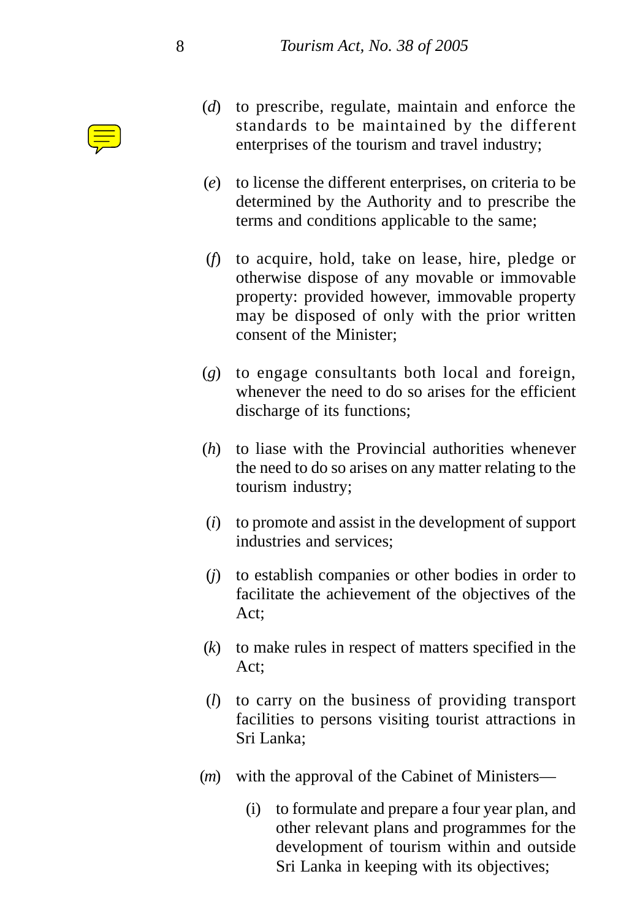(*d*) to prescribe, regulate, maintain and enforce the standards to be maintained by the different enterprises of the tourism and travel industry;

(*e*) to license the different enterprises, on criteria to be determined by the Authority and to prescribe the terms and conditions applicable to the same;

(*f*) to acquire, hold, take on lease, hire, pledge or otherwise dispose of any movable or immovable property: provided however, immovable property may be disposed of only with the prior written consent of the Minister;

(*g*) to engage consultants both local and foreign, whenever the need to do so arises for the efficient discharge of its functions;

(*h*) to liase with the Provincial authorities whenever the need to do so arises on any matter relating to the tourism industry;

(*i*) to promote and assist in the development of support industries and services;

(*j*) to establish companies or other bodies in order to facilitate the achievement of the objectives of the Act;

(*k*) to make rules in respect of matters specified in the Act;

(*l*) to carry on the business of providing transport facilities to persons visiting tourist attractions in Sri Lanka;

(*m*) with the approval of the Cabinet of Ministers—

  (i) to formulate and prepare a four year plan, and other relevant plans and programmes for the development of tourism within and outside Sri Lanka in keeping with its objectives;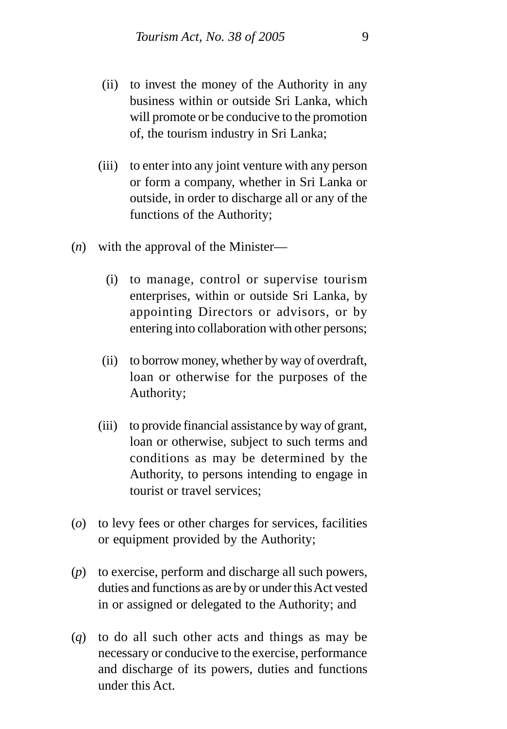(ii) to invest the money of the Authority in any business within or outside Sri Lanka, which will promote or be conducive to the promotion of, the tourism industry in Sri Lanka;

(iii) to enter into any joint venture with any person or form a company, whether in Sri Lanka or outside, in order to discharge all or any of the functions of the Authority;

(*n*) with the approval of the Minister—

(i) to manage, control or supervise tourism enterprises, within or outside Sri Lanka, by appointing Directors or advisors, or by entering into collaboration with other persons;

(ii) to borrow money, whether by way of overdraft, loan or otherwise for the purposes of the Authority;

(iii) to provide financial assistance by way of grant, loan or otherwise, subject to such terms and conditions as may be determined by the Authority, to persons intending to engage in tourist or travel services;

(*o*) to levy fees or other charges for services, facilities or equipment provided by the Authority;

(*p*) to exercise, perform and discharge all such powers, duties and functions as are by or under this Act vested in or assigned or delegated to the Authority; and

(*q*) to do all such other acts and things as may be necessary or conducive to the exercise, performance and discharge of its powers, duties and functions under this Act.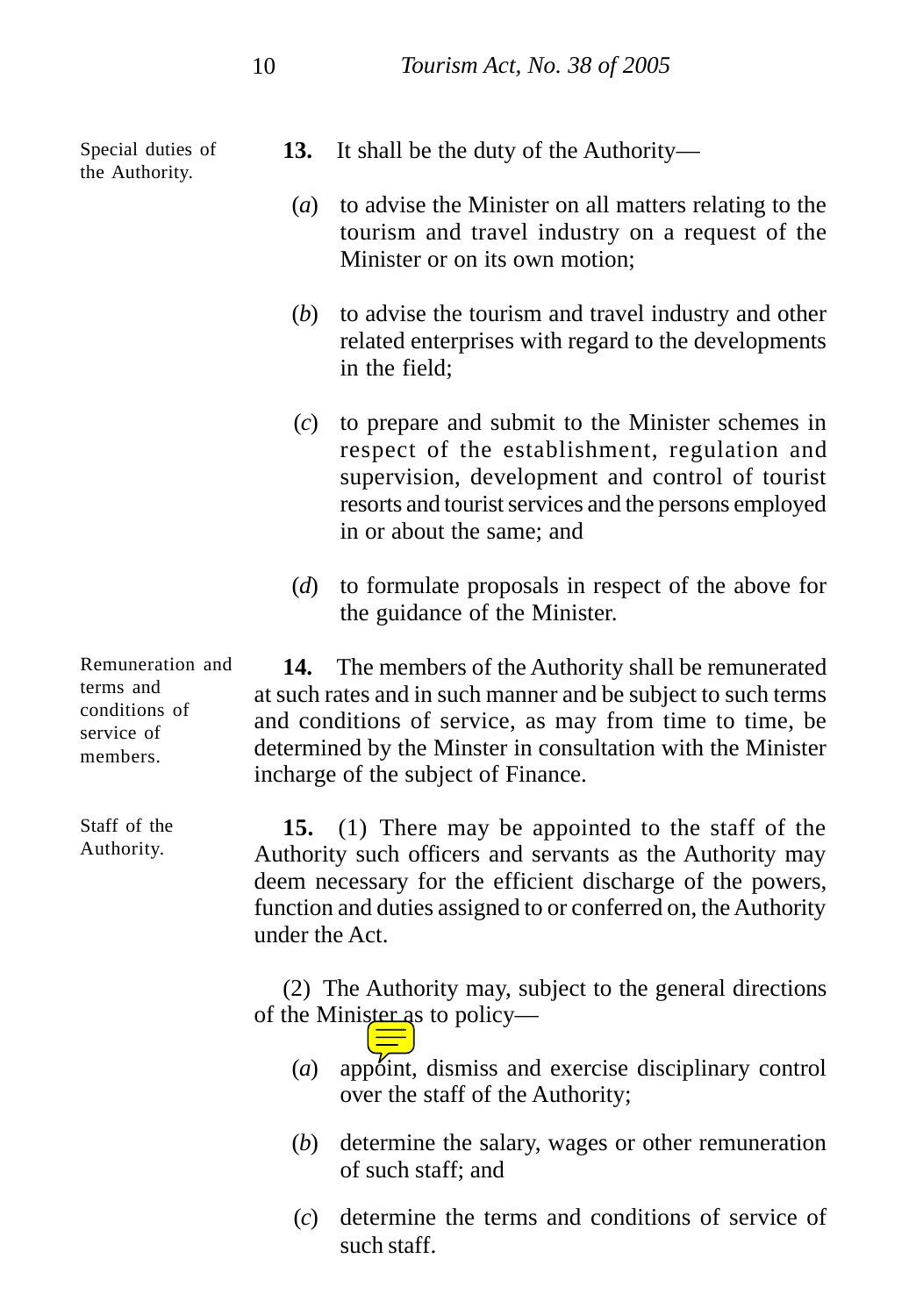**13.** It shall be the duty of the Authority—

*Special duties of the Authority.*

(*a*) to advise the Minister on all matters relating to the tourism and travel industry on a request of the Minister or on its own motion;

(*b*) to advise the tourism and travel industry and other related enterprises with regard to the developments in the field;

(*c*) to prepare and submit to the Minister schemes in respect of the establishment, regulation and supervision, development and control of tourist resorts and tourist services and the persons employed in or about the same; and

(*d*) to formulate proposals in respect of the above for the guidance of the Minister.

*Remuneration and terms and conditions of service of members.*

**14.** The members of the Authority shall be remunerated at such rates and in such manner and be subject to such terms and conditions of service, as may from time to time, be determined by the Minster in consultation with the Minister incharge of the subject of Finance.

*Staff of the Authority.*

**15.** (1) There may be appointed to the staff of the Authority such officers and servants as the Authority may deem necessary for the efficient discharge of the powers, function and duties assigned to or conferred on, the Authority under the Act.

(2) The Authority may, subject to the general directions of the Minister as to policy—

(*a*) appoint, dismiss and exercise disciplinary control over the staff of the Authority;

(*b*) determine the salary, wages or other remuneration of such staff; and

(*c*) determine the terms and conditions of service of such staff.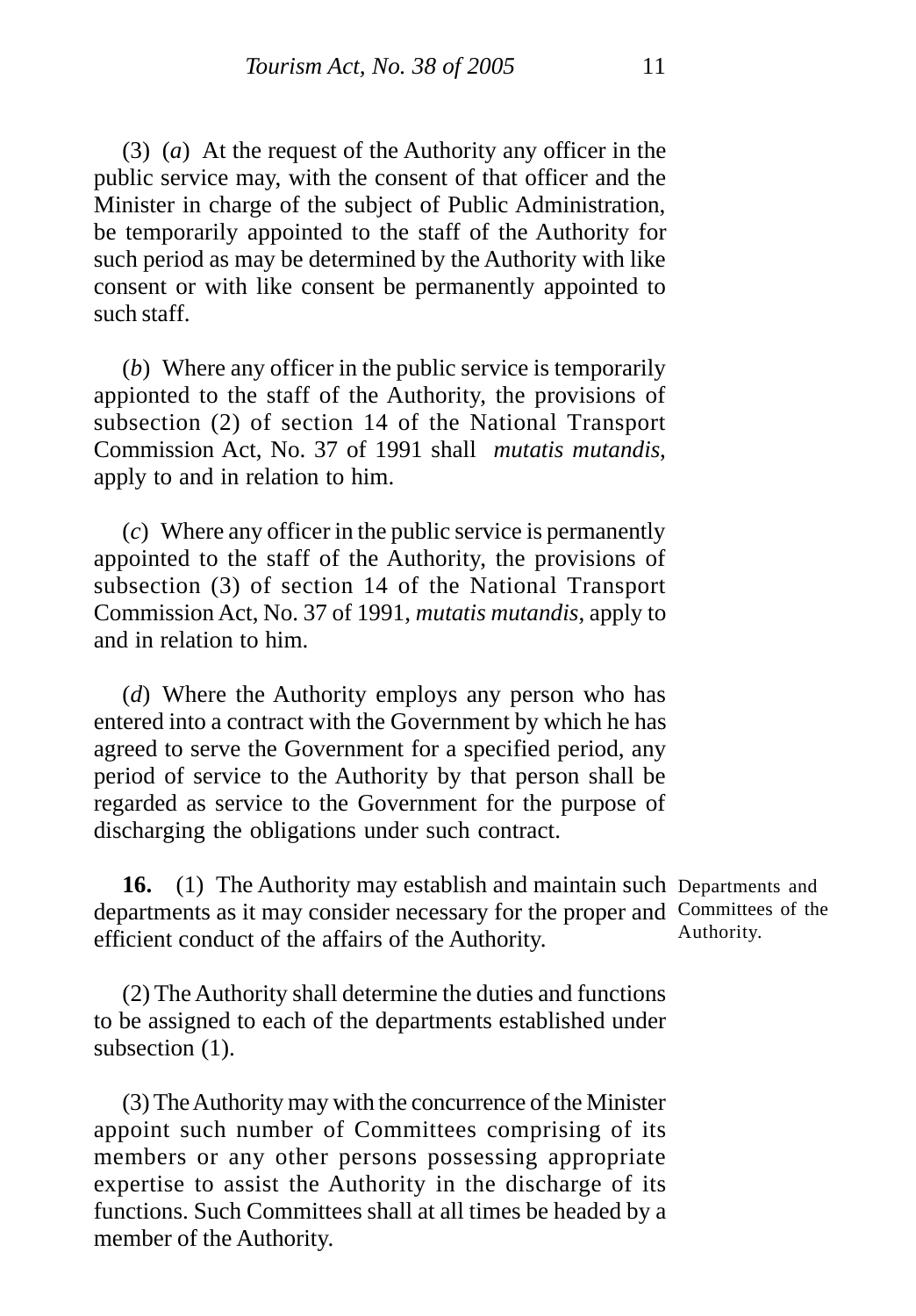(3) (*a*) At the request of the Authority any officer in the public service may, with the consent of that officer and the Minister in charge of the subject of Public Administration, be temporarily appointed to the staff of the Authority for such period as may be determined by the Authority with like consent or with like consent be permanently appointed to such staff.

(*b*) Where any officer in the public service is temporarily appionted to the staff of the Authority, the provisions of subsection (2) of section 14 of the National Transport Commission Act, No. 37 of 1991 shall *mutatis mutandis*, apply to and in relation to him.

(*c*) Where any officer in the public service is permanently appointed to the staff of the Authority, the provisions of subsection (3) of section 14 of the National Transport Commission Act, No. 37 of 1991, *mutatis mutandis*, apply to and in relation to him.

(*d*) Where the Authority employs any person who has entered into a contract with the Government by which he has agreed to serve the Government for a specified period, any period of service to the Authority by that person shall be regarded as service to the Government for the purpose of discharging the obligations under such contract.

Departments and Committees of the Authority.

**16.** (1) The Authority may establish and maintain such departments as it may consider necessary for the proper and efficient conduct of the affairs of the Authority.

(2) The Authority shall determine the duties and functions to be assigned to each of the departments established under subsection (1).

(3) The Authority may with the concurrence of the Minister appoint such number of Committees comprising of its members or any other persons possessing appropriate expertise to assist the Authority in the discharge of its functions. Such Committees shall at all times be headed by a member of the Authority.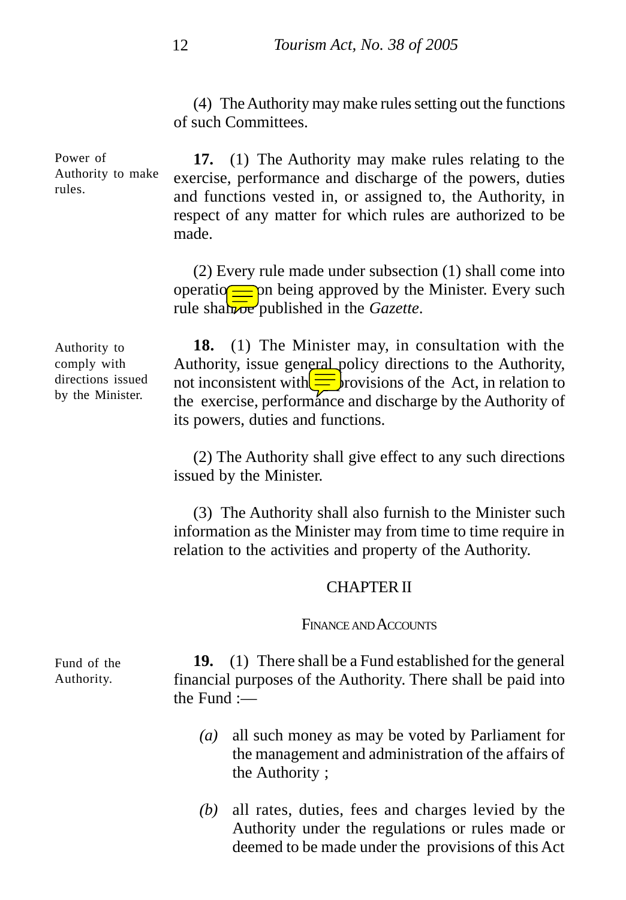(4) The Authority may make rules setting out the functions of such Committees.

Power of Authority to make rules.

**17.** (1) The Authority may make rules relating to the exercise, performance and discharge of the powers, duties and functions vested in, or assigned to, the Authority, in respect of any matter for which rules are authorized to be made.

(2) Every rule made under subsection (1) shall come into operation upon being approved by the Minister. Every such rule shall be published in the *Gazette*.

Authority to comply with directions issued by the Minister.

**18.** (1) The Minister may, in consultation with the Authority, issue general policy directions to the Authority, not inconsistent with the provisions of the Act, in relation to the exercise, performance and discharge by the Authority of its powers, duties and functions.

(2) The Authority shall give effect to any such directions issued by the Minister.

(3) The Authority shall also furnish to the Minister such information as the Minister may from time to time require in relation to the activities and property of the Authority.

## CHAPTER II

### FINANCE AND ACCOUNTS

Fund of the Authority.

**19.** (1) There shall be a Fund established for the general financial purposes of the Authority. There shall be paid into the Fund :—

*(a)* all such money as may be voted by Parliament for the management and administration of the affairs of the Authority ;

*(b)* all rates, duties, fees and charges levied by the Authority under the regulations or rules made or deemed to be made under the provisions of this Act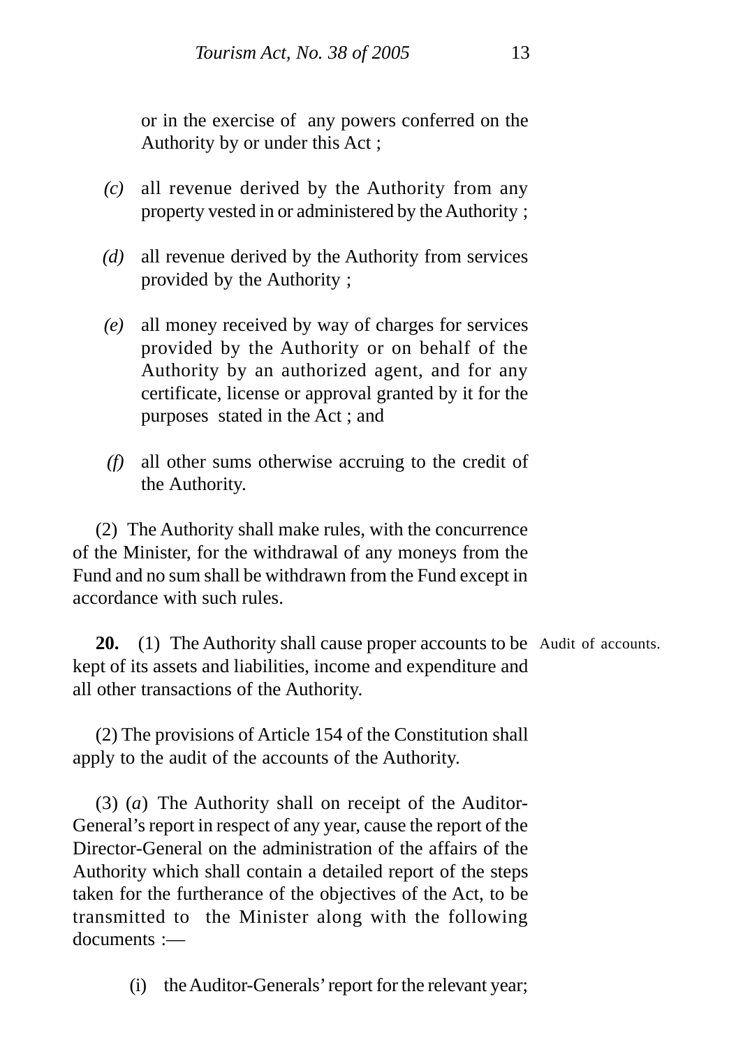or in the exercise of any powers conferred on the Authority by or under this Act ;

*(c)* all revenue derived by the Authority from any property vested in or administered by the Authority ;

*(d)* all revenue derived by the Authority from services provided by the Authority ;

*(e)* all money received by way of charges for services provided by the Authority or on behalf of the Authority by an authorized agent, and for any certificate, license or approval granted by it for the purposes stated in the Act ; and

*(f)* all other sums otherwise accruing to the credit of the Authority.

(2) The Authority shall make rules, with the concurrence of the Minister, for the withdrawal of any moneys from the Fund and no sum shall be withdrawn from the Fund except in accordance with such rules.

Audit of accounts.

**20.** (1) The Authority shall cause proper accounts to be kept of its assets and liabilities, income and expenditure and all other transactions of the Authority.

(2) The provisions of Article 154 of the Constitution shall apply to the audit of the accounts of the Authority.

(3) (*a*) The Authority shall on receipt of the Auditor-General's report in respect of any year, cause the report of the Director-General on the administration of the affairs of the Authority which shall contain a detailed report of the steps taken for the furtherance of the objectives of the Act, to be transmitted to the Minister along with the following documents :—

(i) the Auditor-Generals' report for the relevant year;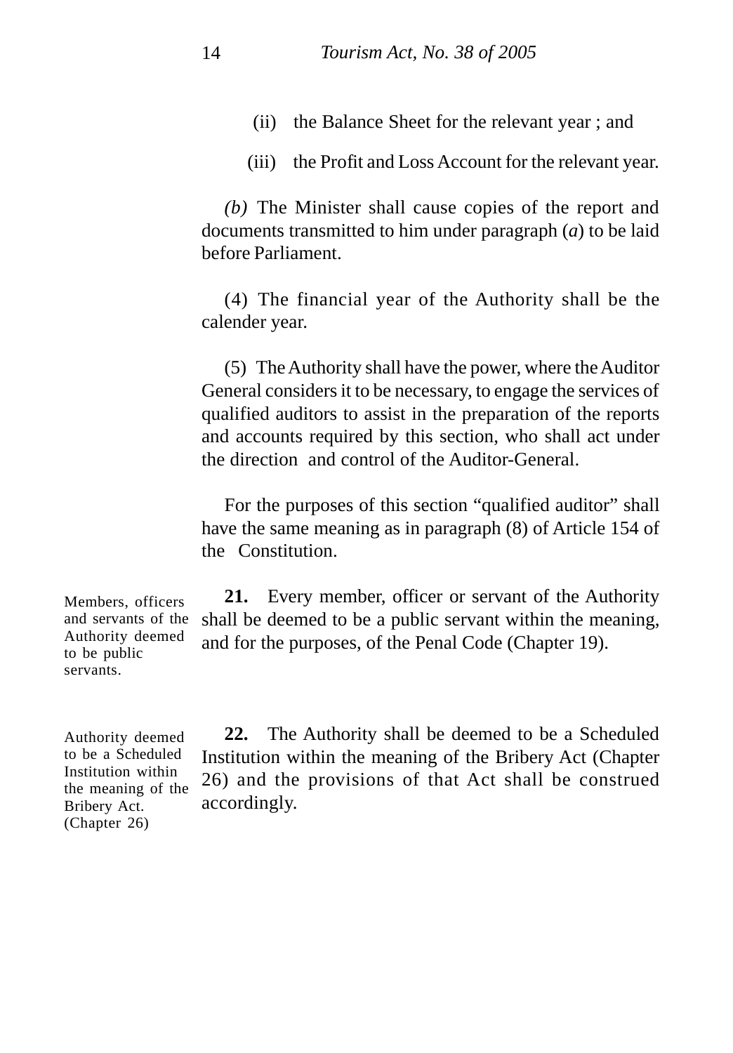(ii) the Balance Sheet for the relevant year ; and

(iii) the Profit and Loss Account for the relevant year.

*(b)* The Minister shall cause copies of the report and documents transmitted to him under paragraph (*a*) to be laid before Parliament.

(4) The financial year of the Authority shall be the calender year.

(5) The Authority shall have the power, where the Auditor General considers it to be necessary, to engage the services of qualified auditors to assist in the preparation of the reports and accounts required by this section, who shall act under the direction and control of the Auditor-General.

For the purposes of this section "qualified auditor" shall have the same meaning as in paragraph (8) of Article 154 of the Constitution.

Members, officers and servants of the Authority deemed to be public servants.

**21.** Every member, officer or servant of the Authority shall be deemed to be a public servant within the meaning, and for the purposes, of the Penal Code (Chapter 19).

Authority deemed to be a Scheduled Institution within the meaning of the Bribery Act. (Chapter 26)

**22.** The Authority shall be deemed to be a Scheduled Institution within the meaning of the Bribery Act (Chapter 26) and the provisions of that Act shall be construed accordingly.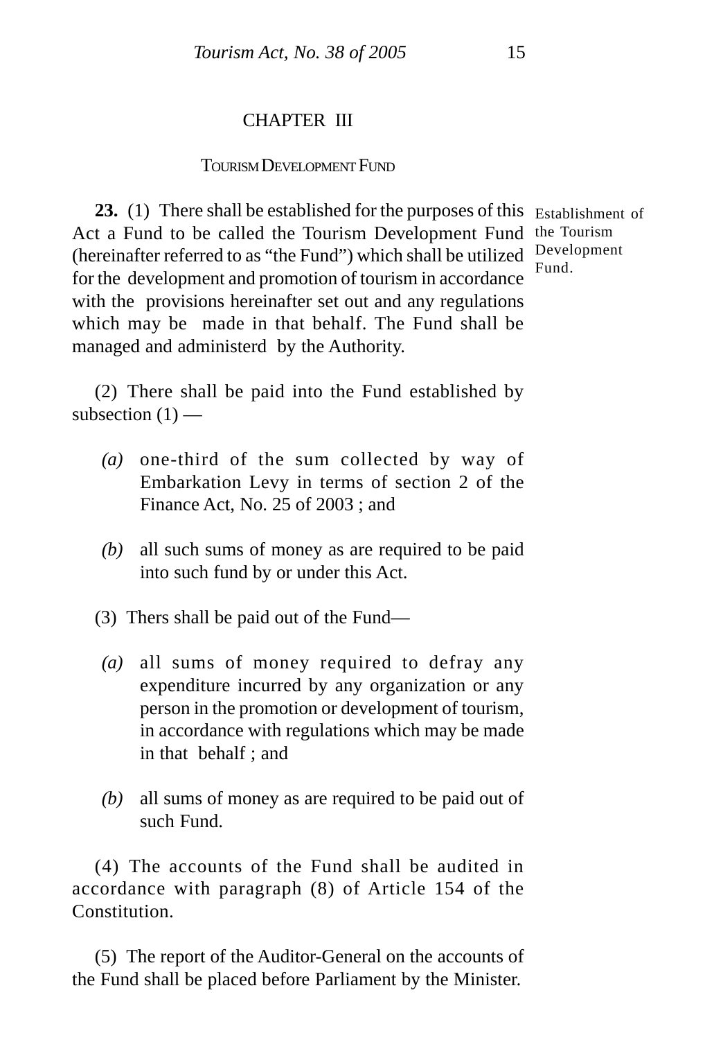## CHAPTER III

### TOURISM DEVELOPMENT FUND

**23.** (1) There shall be established for the purposes of this Act a Fund to be called the Tourism Development Fund (hereinafter referred to as "the Fund") which shall be utilized for the development and promotion of tourism in accordance with the provisions hereinafter set out and any regulations which may be made in that behalf. The Fund shall be managed and administerd by the Authority.

Establishment of the Tourism Development Fund.

(2) There shall be paid into the Fund established by subsection (1) —

*(a)* one-third of the sum collected by way of Embarkation Levy in terms of section 2 of the Finance Act, No. 25 of 2003 ; and

*(b)* all such sums of money as are required to be paid into such fund by or under this Act.

(3) Thers shall be paid out of the Fund—

*(a)* all sums of money required to defray any expenditure incurred by any organization or any person in the promotion or development of tourism, in accordance with regulations which may be made in that behalf ; and

*(b)* all sums of money as are required to be paid out of such Fund.

(4) The accounts of the Fund shall be audited in accordance with paragraph (8) of Article 154 of the Constitution.

(5) The report of the Auditor-General on the accounts of the Fund shall be placed before Parliament by the Minister.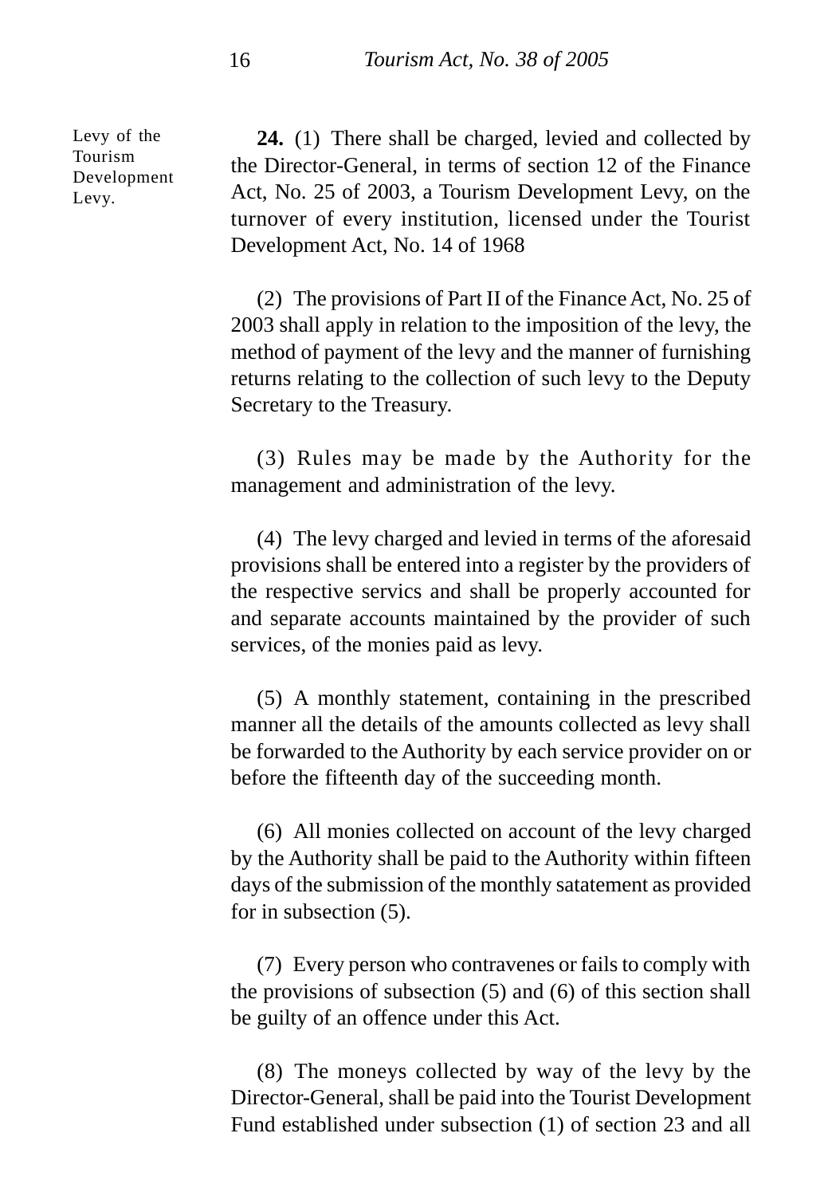Levy of the Tourism Development Levy.

**24.** (1) There shall be charged, levied and collected by the Director-General, in terms of section 12 of the Finance Act, No. 25 of 2003, a Tourism Development Levy, on the turnover of every institution, licensed under the Tourist Development Act, No. 14 of 1968

(2) The provisions of Part II of the Finance Act, No. 25 of 2003 shall apply in relation to the imposition of the levy, the method of payment of the levy and the manner of furnishing returns relating to the collection of such levy to the Deputy Secretary to the Treasury.

(3) Rules may be made by the Authority for the management and administration of the levy.

(4) The levy charged and levied in terms of the aforesaid provisions shall be entered into a register by the providers of the respective servics and shall be properly accounted for and separate accounts maintained by the provider of such services, of the monies paid as levy.

(5) A monthly statement, containing in the prescribed manner all the details of the amounts collected as levy shall be forwarded to the Authority by each service provider on or before the fifteenth day of the succeeding month.

(6) All monies collected on account of the levy charged by the Authority shall be paid to the Authority within fifteen days of the submission of the monthly satatement as provided for in subsection (5).

(7) Every person who contravenes or fails to comply with the provisions of subsection (5) and (6) of this section shall be guilty of an offence under this Act.

(8) The moneys collected by way of the levy by the Director-General, shall be paid into the Tourist Development Fund established under subsection (1) of section 23 and all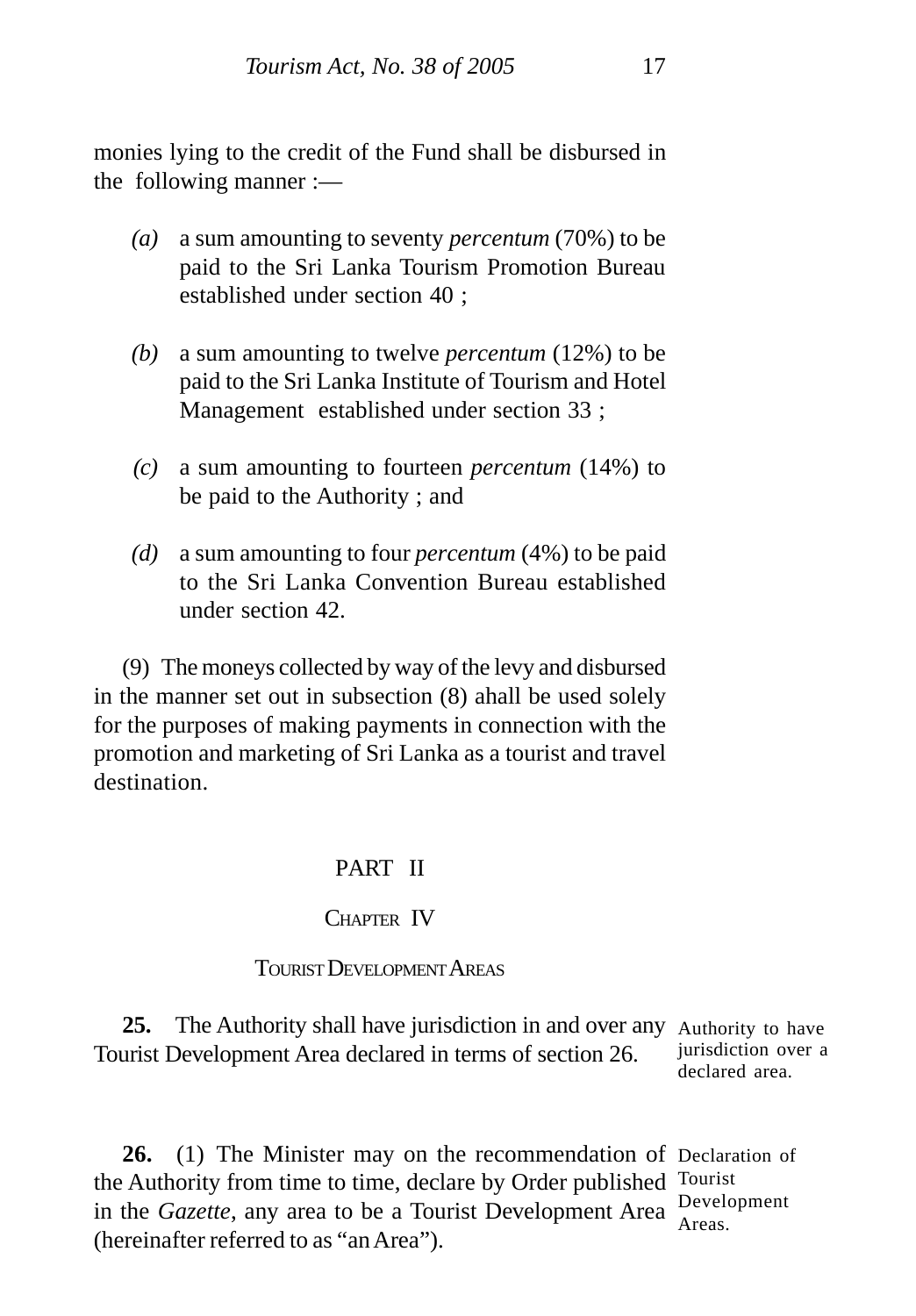monies lying to the credit of the Fund shall be disbursed in the following manner :—

*(a)* a sum amounting to seventy *percentum* (70%) to be paid to the Sri Lanka Tourism Promotion Bureau established under section 40 ;

*(b)* a sum amounting to twelve *percentum* (12%) to be paid to the Sri Lanka Institute of Tourism and Hotel Management established under section 33 ;

*(c)* a sum amounting to fourteen *percentum* (14%) to be paid to the Authority ; and

*(d)* a sum amounting to four *percentum* (4%) to be paid to the Sri Lanka Convention Bureau established under section 42.

(9) The moneys collected by way of the levy and disbursed in the manner set out in subsection (8) ahall be used solely for the purposes of making payments in connection with the promotion and marketing of Sri Lanka as a tourist and travel destination.

## PART II

### CHAPTER IV

### TOURIST DEVELOPMENT AREAS

Authority to have jurisdiction over a declared area.

**25.** The Authority shall have jurisdiction in and over any Tourist Development Area declared in terms of section 26.

Declaration of Tourist Development Areas.

**26.** (1) The Minister may on the recommendation of the Authority from time to time, declare by Order published in the *Gazette*, any area to be a Tourist Development Area (hereinafter referred to as "an Area").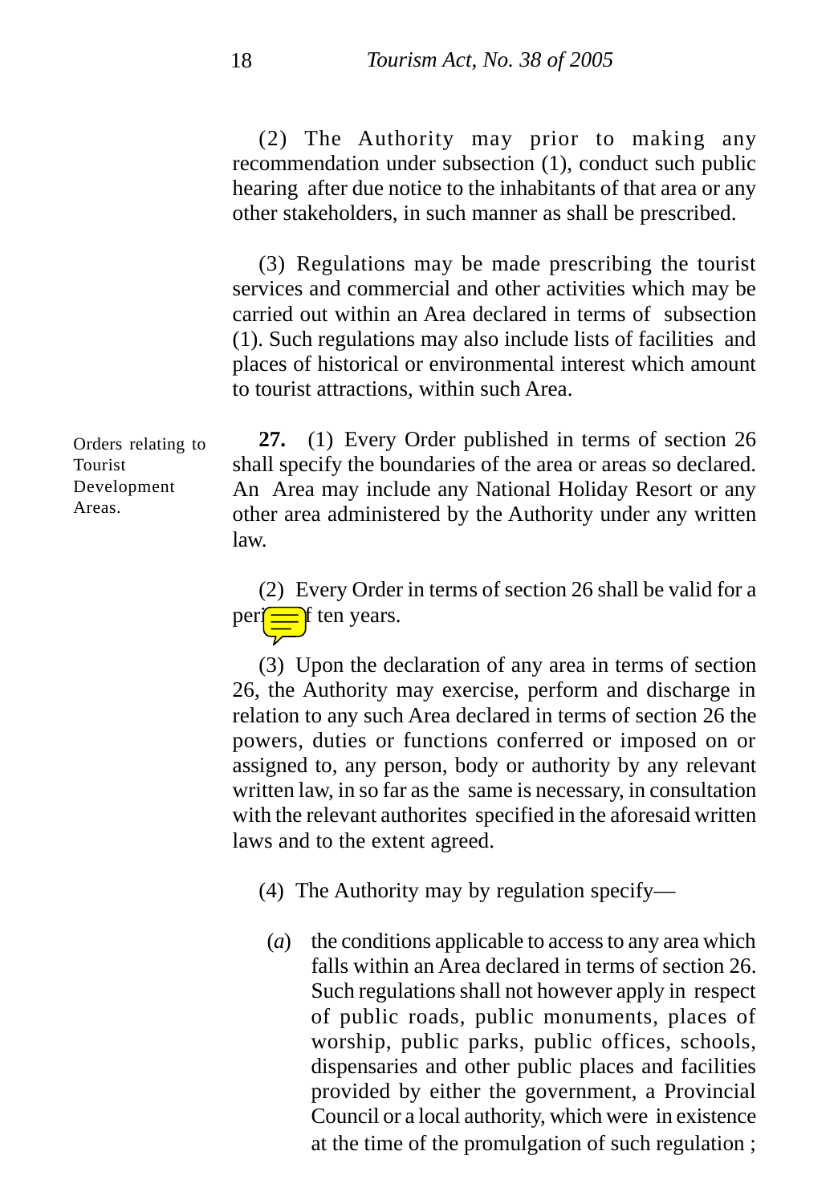(2) The Authority may prior to making any recommendation under subsection (1), conduct such public hearing after due notice to the inhabitants of that area or any other stakeholders, in such manner as shall be prescribed.

(3) Regulations may be made prescribing the tourist services and commercial and other activities which may be carried out within an Area declared in terms of subsection (1). Such regulations may also include lists of facilities and places of historical or environmental interest which amount to tourist attractions, within such Area.

*Orders relating to Tourist Development Areas.*

**27.** (1) Every Order published in terms of section 26 shall specify the boundaries of the area or areas so declared. An Area may include any National Holiday Resort or any other area administered by the Authority under any written law.

(2) Every Order in terms of section 26 shall be valid for a period of ten years.

(3) Upon the declaration of any area in terms of section 26, the Authority may exercise, perform and discharge in relation to any such Area declared in terms of section 26 the powers, duties or functions conferred or imposed on or assigned to, any person, body or authority by any relevant written law, in so far as the same is necessary, in consultation with the relevant authorites specified in the aforesaid written laws and to the extent agreed.

(4) The Authority may by regulation specify—

(*a*) the conditions applicable to access to any area which falls within an Area declared in terms of section 26. Such regulations shall not however apply in respect of public roads, public monuments, places of worship, public parks, public offices, schools, dispensaries and other public places and facilities provided by either the government, a Provincial Council or a local authority, which were in existence at the time of the promulgation of such regulation ;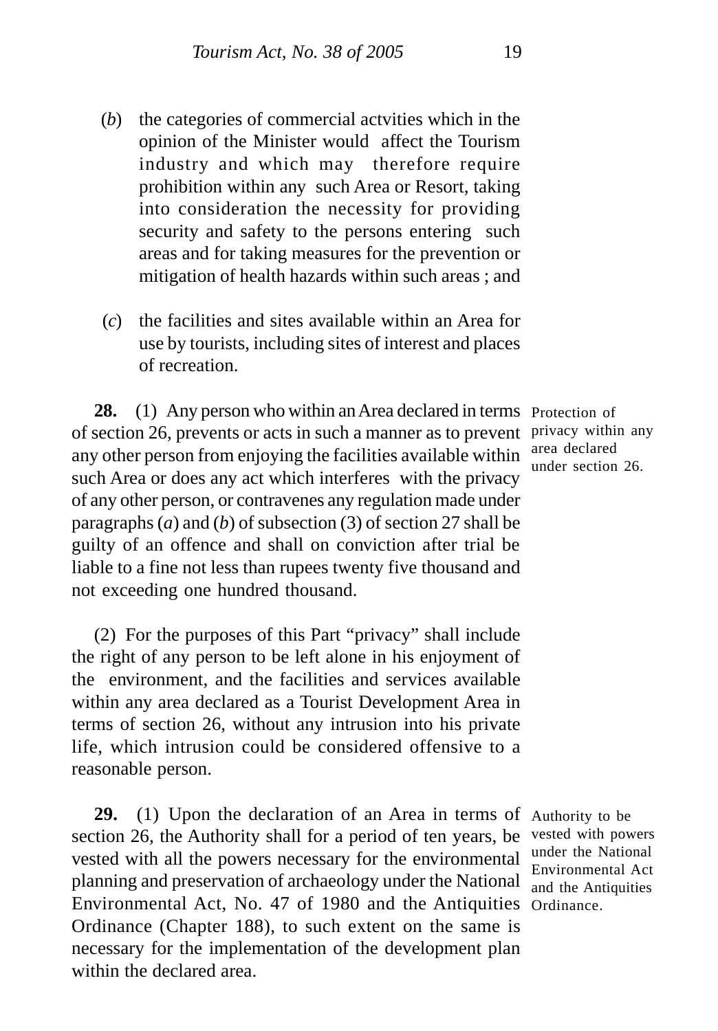(*b*) the categories of commercial actvities which in the opinion of the Minister would affect the Tourism industry and which may therefore require prohibition within any such Area or Resort, taking into consideration the necessity for providing security and safety to the persons entering such areas and for taking measures for the prevention or mitigation of health hazards within such areas ; and

(*c*) the facilities and sites available within an Area for use by tourists, including sites of interest and places of recreation.

Protection of privacy within any area declared under section 26.

**28.** (1) Any person who within an Area declared in terms of section 26, prevents or acts in such a manner as to prevent any other person from enjoying the facilities available within such Area or does any act which interferes with the privacy of any other person, or contravenes any regulation made under paragraphs (*a*) and (*b*) of subsection (3) of section 27 shall be guilty of an offence and shall on conviction after trial be liable to a fine not less than rupees twenty five thousand and not exceeding one hundred thousand.

(2) For the purposes of this Part "privacy" shall include the right of any person to be left alone in his enjoyment of the environment, and the facilities and services available within any area declared as a Tourist Development Area in terms of section 26, without any intrusion into his private life, which intrusion could be considered offensive to a reasonable person.

Authority to be vested with powers under the National Environmental Act and the Antiquities Ordinance.

**29.** (1) Upon the declaration of an Area in terms of section 26, the Authority shall for a period of ten years, be vested with all the powers necessary for the environmental planning and preservation of archaeology under the National Environmental Act, No. 47 of 1980 and the Antiquities Ordinance (Chapter 188), to such extent on the same is necessary for the implementation of the development plan within the declared area.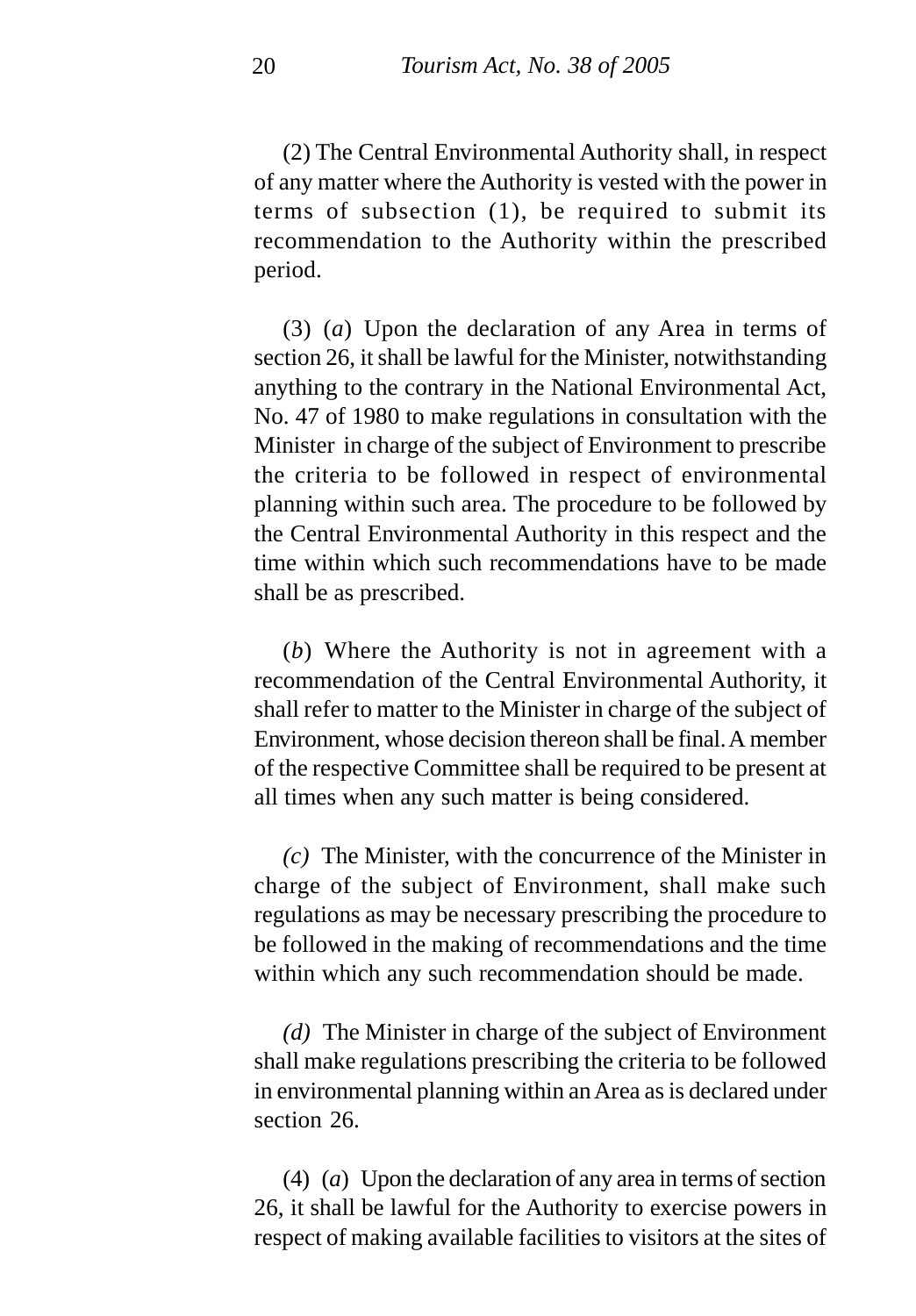(2) The Central Environmental Authority shall, in respect of any matter where the Authority is vested with the power in terms of subsection (1), be required to submit its recommendation to the Authority within the prescribed period.

(3) (*a*) Upon the declaration of any Area in terms of section 26, it shall be lawful for the Minister, notwithstanding anything to the contrary in the National Environmental Act, No. 47 of 1980 to make regulations in consultation with the Minister in charge of the subject of Environment to prescribe the criteria to be followed in respect of environmental planning within such area. The procedure to be followed by the Central Environmental Authority in this respect and the time within which such recommendations have to be made shall be as prescribed.

(*b*) Where the Authority is not in agreement with a recommendation of the Central Environmental Authority, it shall refer to matter to the Minister in charge of the subject of Environment, whose decision thereon shall be final. A member of the respective Committee shall be required to be present at all times when any such matter is being considered.

*(c)* The Minister, with the concurrence of the Minister in charge of the subject of Environment, shall make such regulations as may be necessary prescribing the procedure to be followed in the making of recommendations and the time within which any such recommendation should be made.

*(d)* The Minister in charge of the subject of Environment shall make regulations prescribing the criteria to be followed in environmental planning within an Area as is declared under section 26.

(4) (*a*) Upon the declaration of any area in terms of section 26, it shall be lawful for the Authority to exercise powers in respect of making available facilities to visitors at the sites of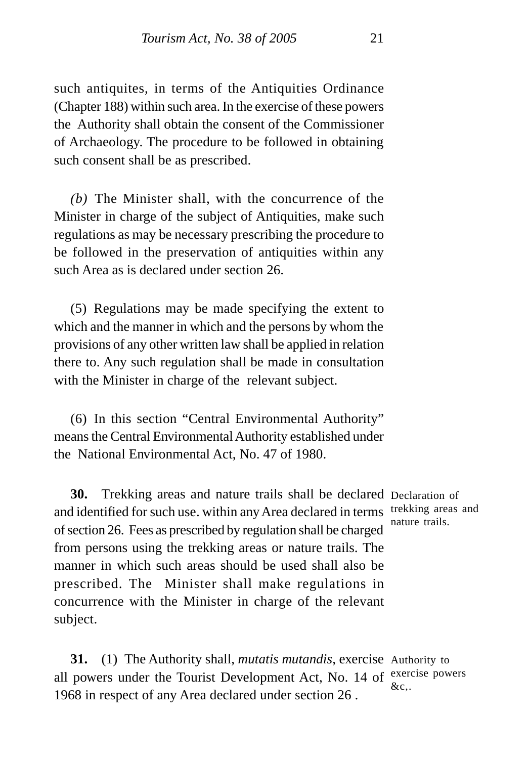such antiquites, in terms of the Antiquities Ordinance (Chapter 188) within such area. In the exercise of these powers the Authority shall obtain the consent of the Commissioner of Archaeology. The procedure to be followed in obtaining such consent shall be as prescribed.

*(b)* The Minister shall, with the concurrence of the Minister in charge of the subject of Antiquities, make such regulations as may be necessary prescribing the procedure to be followed in the preservation of antiquities within any such Area as is declared under section 26.

(5) Regulations may be made specifying the extent to which and the manner in which and the persons by whom the provisions of any other written law shall be applied in relation there to. Any such regulation shall be made in consultation with the Minister in charge of the relevant subject.

(6) In this section "Central Environmental Authority" means the Central Environmental Authority established under the National Environmental Act, No. 47 of 1980.

Declaration of trekking areas and nature trails.

**30.** Trekking areas and nature trails shall be declared and identified for such use. within any Area declared in terms of section 26. Fees as prescribed by regulation shall be charged from persons using the trekking areas or nature trails. The manner in which such areas should be used shall also be prescribed. The Minister shall make regulations in concurrence with the Minister in charge of the relevant subject.

Authority to exercise powers &c,.

**31.** (1) The Authority shall, *mutatis mutandis*, exercise all powers under the Tourist Development Act, No. 14 of 1968 in respect of any Area declared under section 26 .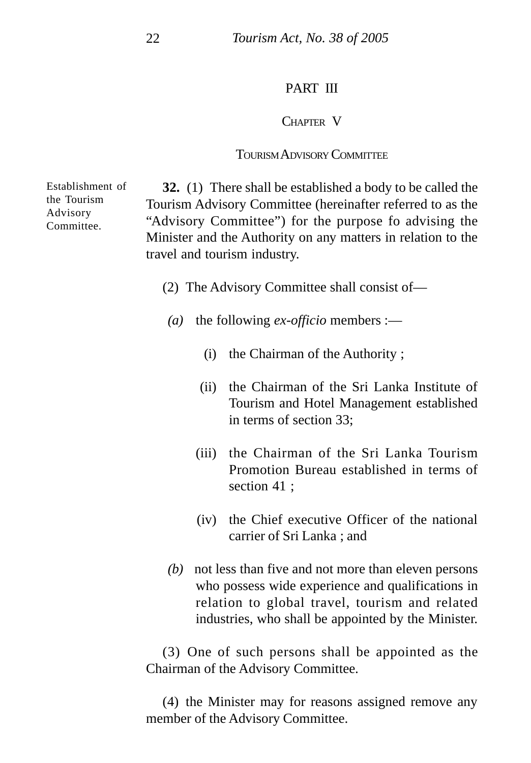PART III

CHAPTER V

TOURISM ADVISORY COMMITTEE

Establishment of the Tourism Advisory Committee.

**32.** (1) There shall be established a body to be called the Tourism Advisory Committee (hereinafter referred to as the "Advisory Committee") for the purpose fo advising the Minister and the Authority on any matters in relation to the travel and tourism industry.

(2) The Advisory Committee shall consist of—

*(a)* the following *ex-officio* members :—

(i) the Chairman of the Authority ;

(ii) the Chairman of the Sri Lanka Institute of Tourism and Hotel Management established in terms of section 33;

(iii) the Chairman of the Sri Lanka Tourism Promotion Bureau established in terms of section 41 ;

(iv) the Chief executive Officer of the national carrier of Sri Lanka ; and

*(b)* not less than five and not more than eleven persons who possess wide experience and qualifications in relation to global travel, tourism and related industries, who shall be appointed by the Minister.

(3) One of such persons shall be appointed as the Chairman of the Advisory Committee.

(4) the Minister may for reasons assigned remove any member of the Advisory Committee.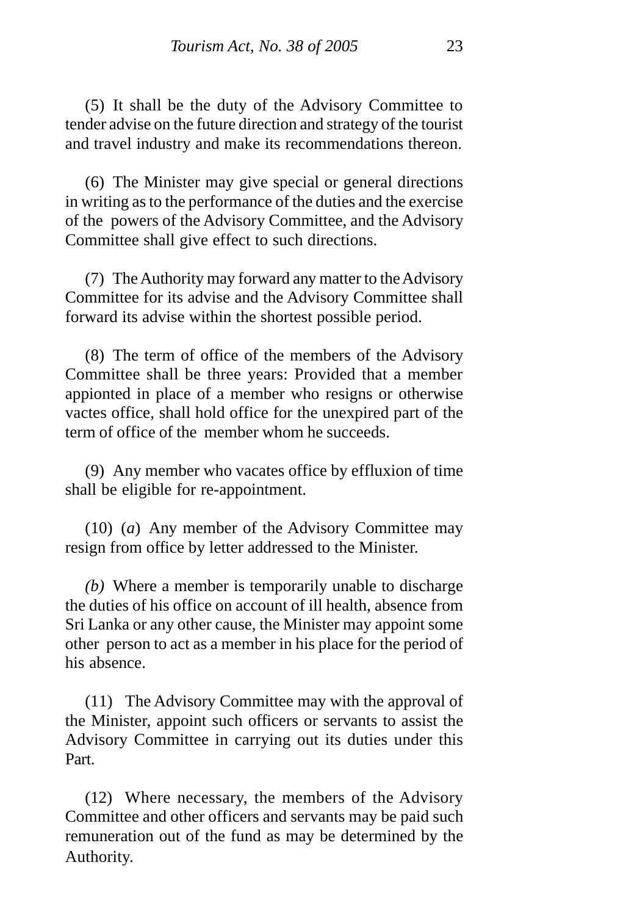(5) It shall be the duty of the Advisory Committee to tender advise on the future direction and strategy of the tourist and travel industry and make its recommendations thereon.

(6) The Minister may give special or general directions in writing as to the performance of the duties and the exercise of the powers of the Advisory Committee, and the Advisory Committee shall give effect to such directions.

(7) The Authority may forward any matter to the Advisory Committee for its advise and the Advisory Committee shall forward its advise within the shortest possible period.

(8) The term of office of the members of the Advisory Committee shall be three years: Provided that a member appionted in place of a member who resigns or otherwise vactes office, shall hold office for the unexpired part of the term of office of the member whom he succeeds.

(9) Any member who vacates office by effluxion of time shall be eligible for re-appointment.

(10) (*a*) Any member of the Advisory Committee may resign from office by letter addressed to the Minister.

*(b)* Where a member is temporarily unable to discharge the duties of his office on account of ill health, absence from Sri Lanka or any other cause, the Minister may appoint some other person to act as a member in his place for the period of his absence.

(11) The Advisory Committee may with the approval of the Minister, appoint such officers or servants to assist the Advisory Committee in carrying out its duties under this Part.

(12) Where necessary, the members of the Advisory Committee and other officers and servants may be paid such remuneration out of the fund as may be determined by the Authority.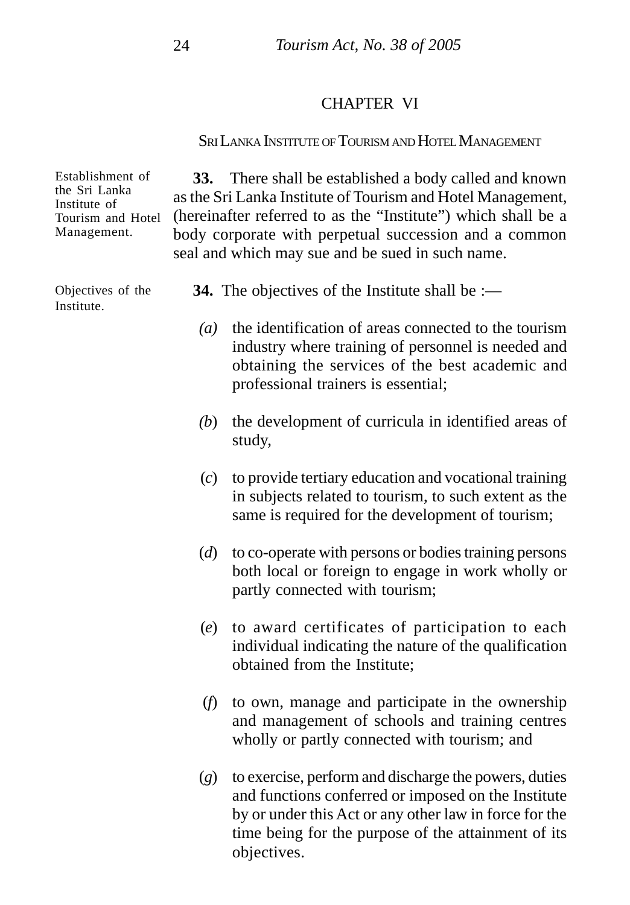## CHAPTER VI

### SRI LANKA INSTITUTE OF TOURISM AND HOTEL MANAGEMENT

Establishment of the Sri Lanka Institute of Tourism and Hotel Management.

**33.** There shall be established a body called and known as the Sri Lanka Institute of Tourism and Hotel Management, (hereinafter referred to as the "Institute") which shall be a body corporate with perpetual succession and a common seal and which may sue and be sued in such name.

Objectives of the Institute.

**34.** The objectives of the Institute shall be :—

*(a)* the identification of areas connected to the tourism industry where training of personnel is needed and obtaining the services of the best academic and professional trainers is essential;

*(b)* the development of curricula in identified areas of study,

(*c*) to provide tertiary education and vocational training in subjects related to tourism, to such extent as the same is required for the development of tourism;

(*d*) to co-operate with persons or bodies training persons both local or foreign to engage in work wholly or partly connected with tourism;

(*e*) to award certificates of participation to each individual indicating the nature of the qualification obtained from the Institute;

(*f*) to own, manage and participate in the ownership and management of schools and training centres wholly or partly connected with tourism; and

(*g*) to exercise, perform and discharge the powers, duties and functions conferred or imposed on the Institute by or under this Act or any other law in force for the time being for the purpose of the attainment of its objectives.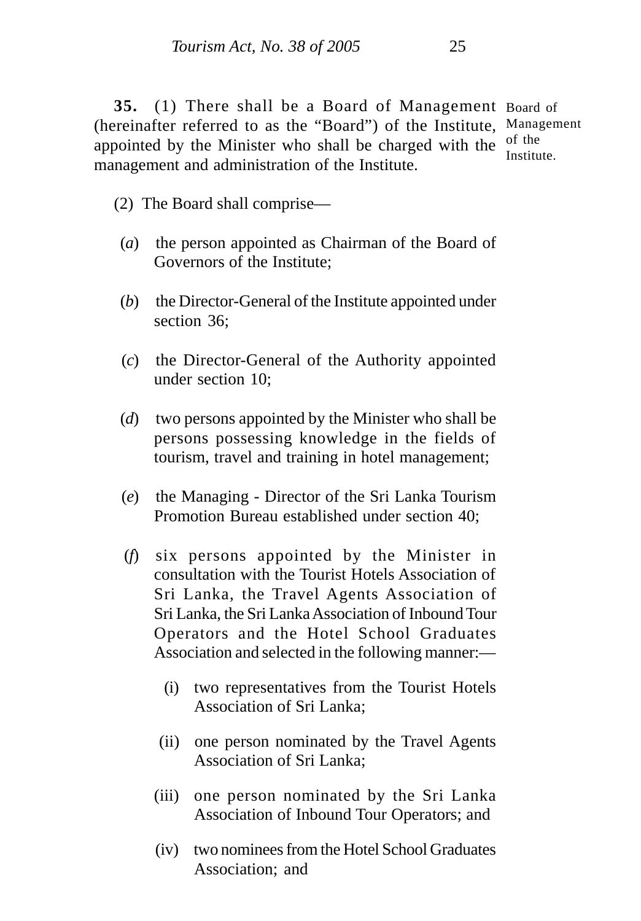**35.** (1) There shall be a Board of Management (hereinafter referred to as the "Board") of the Institute, appointed by the Minister who shall be charged with the management and administration of the Institute.

Board of Management of the Institute.

(2) The Board shall comprise—

(*a*) the person appointed as Chairman of the Board of Governors of the Institute;

(*b*) the Director-General of the Institute appointed under section 36;

(*c*) the Director-General of the Authority appointed under section 10;

(*d*) two persons appointed by the Minister who shall be persons possessing knowledge in the fields of tourism, travel and training in hotel management;

(*e*) the Managing - Director of the Sri Lanka Tourism Promotion Bureau established under section 40;

(*f*) six persons appointed by the Minister in consultation with the Tourist Hotels Association of Sri Lanka, the Travel Agents Association of Sri Lanka, the Sri Lanka Association of Inbound Tour Operators and the Hotel School Graduates Association and selected in the following manner:—

(i) two representatives from the Tourist Hotels Association of Sri Lanka;

(ii) one person nominated by the Travel Agents Association of Sri Lanka;

(iii) one person nominated by the Sri Lanka Association of Inbound Tour Operators; and

(iv) two nominees from the Hotel School Graduates Association; and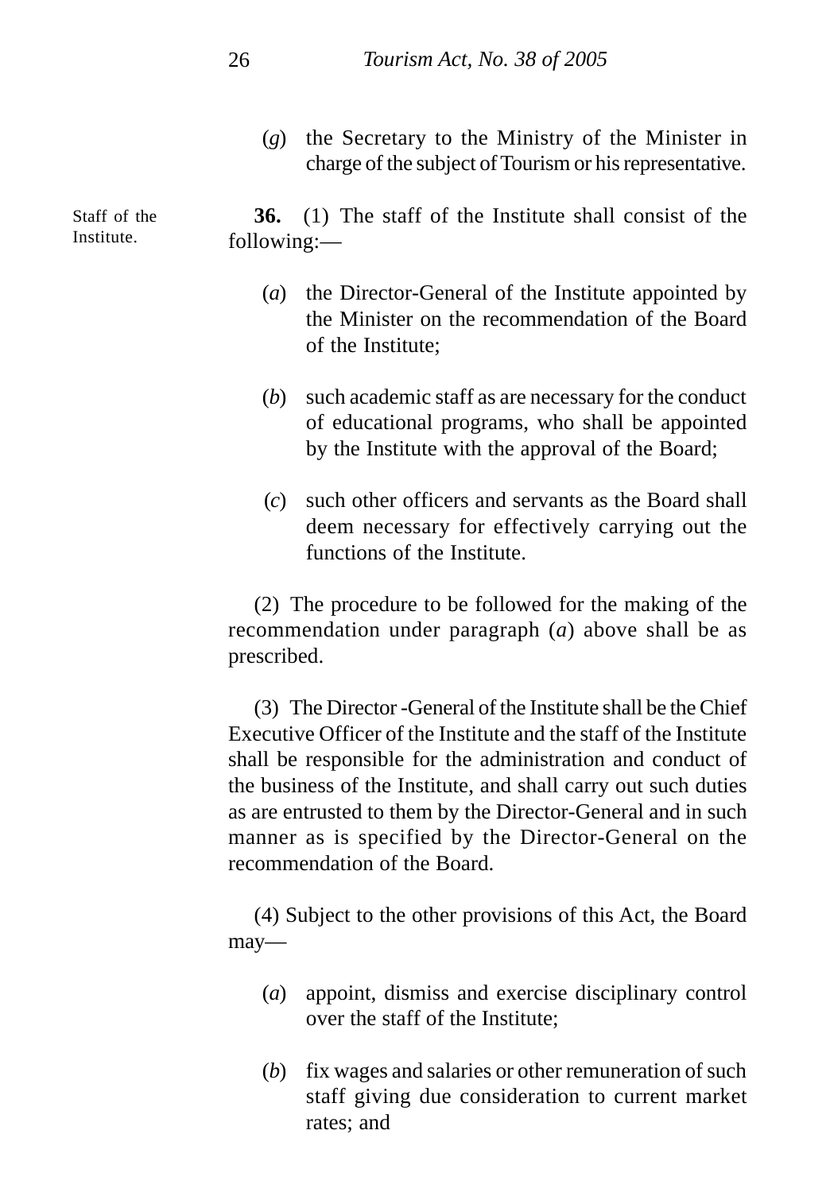(*g*) the Secretary to the Ministry of the Minister in charge of the subject of Tourism or his representative.

Staff of the Institute.

**36.** (1) The staff of the Institute shall consist of the following:—

(*a*) the Director-General of the Institute appointed by the Minister on the recommendation of the Board of the Institute;

(*b*) such academic staff as are necessary for the conduct of educational programs, who shall be appointed by the Institute with the approval of the Board;

(*c*) such other officers and servants as the Board shall deem necessary for effectively carrying out the functions of the Institute.

(2) The procedure to be followed for the making of the recommendation under paragraph (*a*) above shall be as prescribed.

(3) The Director -General of the Institute shall be the Chief Executive Officer of the Institute and the staff of the Institute shall be responsible for the administration and conduct of the business of the Institute, and shall carry out such duties as are entrusted to them by the Director-General and in such manner as is specified by the Director-General on the recommendation of the Board.

(4) Subject to the other provisions of this Act, the Board may—

(*a*) appoint, dismiss and exercise disciplinary control over the staff of the Institute;

(*b*) fix wages and salaries or other remuneration of such staff giving due consideration to current market rates; and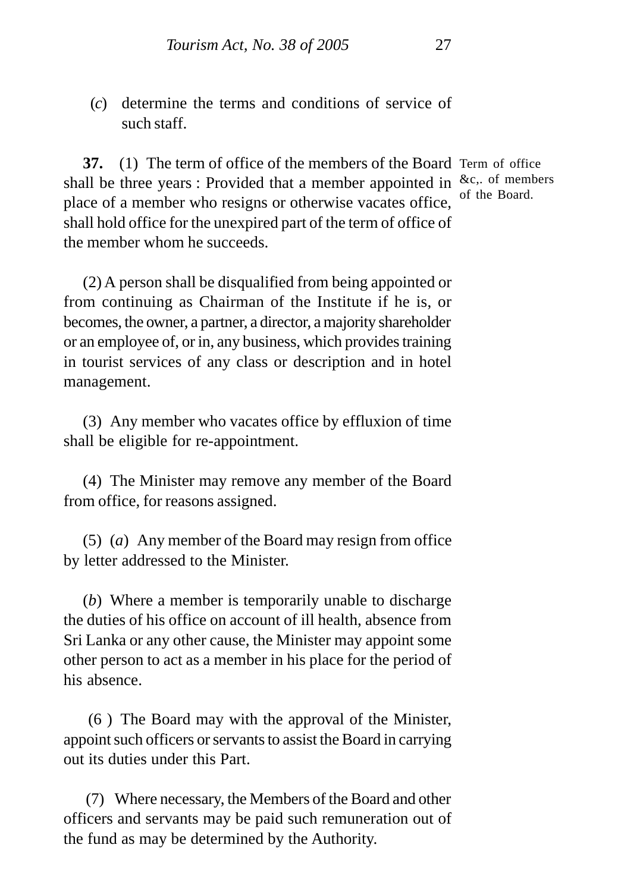(*c*) determine the terms and conditions of service of such staff.

**37.** (1) The term of office of the members of the Board shall be three years : Provided that a member appointed in place of a member who resigns or otherwise vacates office, shall hold office for the unexpired part of the term of office of the member whom he succeeds.

Term of office &c,. of members of the Board.

(2) A person shall be disqualified from being appointed or from continuing as Chairman of the Institute if he is, or becomes, the owner, a partner, a director, a majority shareholder or an employee of, or in, any business, which provides training in tourist services of any class or description and in hotel management.

(3) Any member who vacates office by effluxion of time shall be eligible for re-appointment.

(4) The Minister may remove any member of the Board from office, for reasons assigned.

(5) (*a*) Any member of the Board may resign from office by letter addressed to the Minister.

(*b*) Where a member is temporarily unable to discharge the duties of his office on account of ill health, absence from Sri Lanka or any other cause, the Minister may appoint some other person to act as a member in his place for the period of his absence.

(6 ) The Board may with the approval of the Minister, appoint such officers or servants to assist the Board in carrying out its duties under this Part.

(7) Where necessary, the Members of the Board and other officers and servants may be paid such remuneration out of the fund as may be determined by the Authority.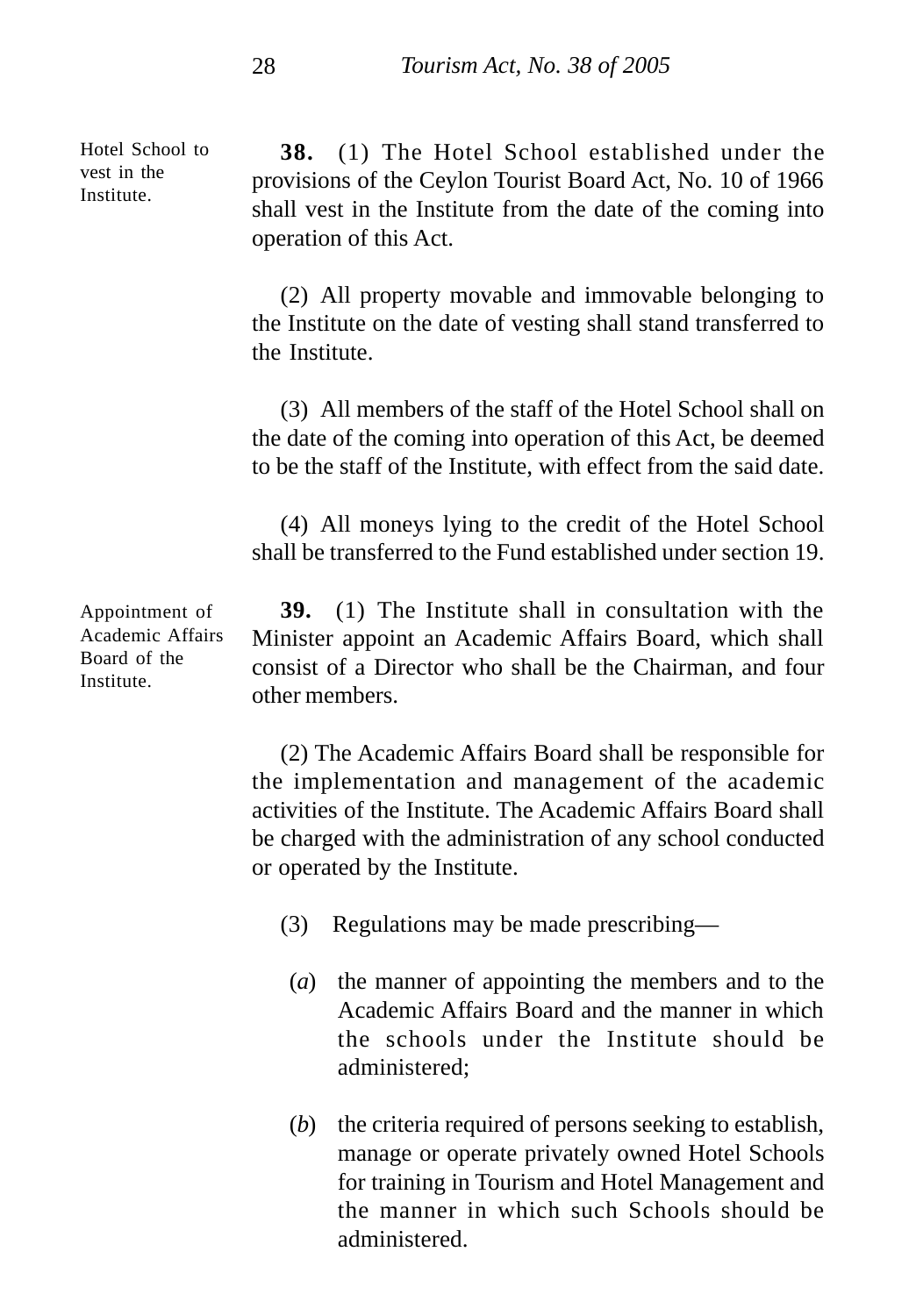Hotel School to vest in the Institute.

**38.** (1) The Hotel School established under the provisions of the Ceylon Tourist Board Act, No. 10 of 1966 shall vest in the Institute from the date of the coming into operation of this Act.

(2) All property movable and immovable belonging to the Institute on the date of vesting shall stand transferred to the Institute.

(3) All members of the staff of the Hotel School shall on the date of the coming into operation of this Act, be deemed to be the staff of the Institute, with effect from the said date.

(4) All moneys lying to the credit of the Hotel School shall be transferred to the Fund established under section 19.

Appointment of Academic Affairs Board of the Institute.

**39.** (1) The Institute shall in consultation with the Minister appoint an Academic Affairs Board, which shall consist of a Director who shall be the Chairman, and four other members.

(2) The Academic Affairs Board shall be responsible for the implementation and management of the academic activities of the Institute. The Academic Affairs Board shall be charged with the administration of any school conducted or operated by the Institute.

(3) Regulations may be made prescribing—

(*a*) the manner of appointing the members and to the Academic Affairs Board and the manner in which the schools under the Institute should be administered;

(*b*) the criteria required of persons seeking to establish, manage or operate privately owned Hotel Schools for training in Tourism and Hotel Management and the manner in which such Schools should be administered.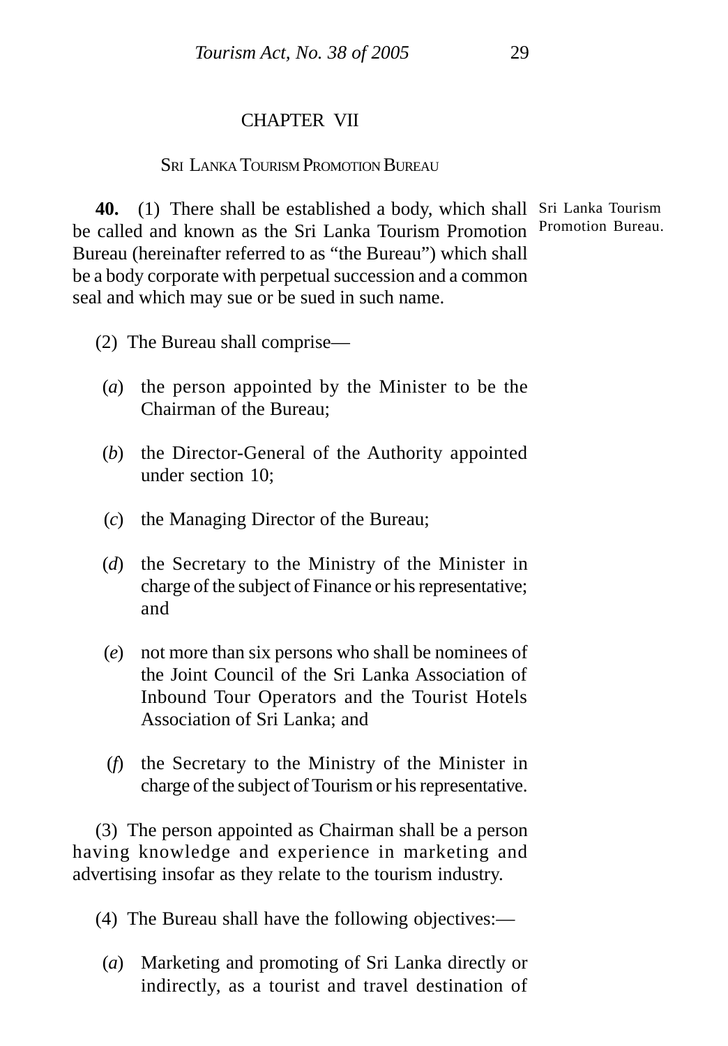## CHAPTER VII

### SRI LANKA TOURISM PROMOTION BUREAU

Sri Lanka Tourism Promotion Bureau.

**40.** (1) There shall be established a body, which shall be called and known as the Sri Lanka Tourism Promotion Bureau (hereinafter referred to as "the Bureau") which shall be a body corporate with perpetual succession and a common seal and which may sue or be sued in such name.

(2) The Bureau shall comprise—

(*a*) the person appointed by the Minister to be the Chairman of the Bureau;

(*b*) the Director-General of the Authority appointed under section 10;

(*c*) the Managing Director of the Bureau;

(*d*) the Secretary to the Ministry of the Minister in charge of the subject of Finance or his representative; and

(*e*) not more than six persons who shall be nominees of the Joint Council of the Sri Lanka Association of Inbound Tour Operators and the Tourist Hotels Association of Sri Lanka; and

(*f*) the Secretary to the Ministry of the Minister in charge of the subject of Tourism or his representative.

(3) The person appointed as Chairman shall be a person having knowledge and experience in marketing and advertising insofar as they relate to the tourism industry.

(4) The Bureau shall have the following objectives:—

(*a*) Marketing and promoting of Sri Lanka directly or indirectly, as a tourist and travel destination of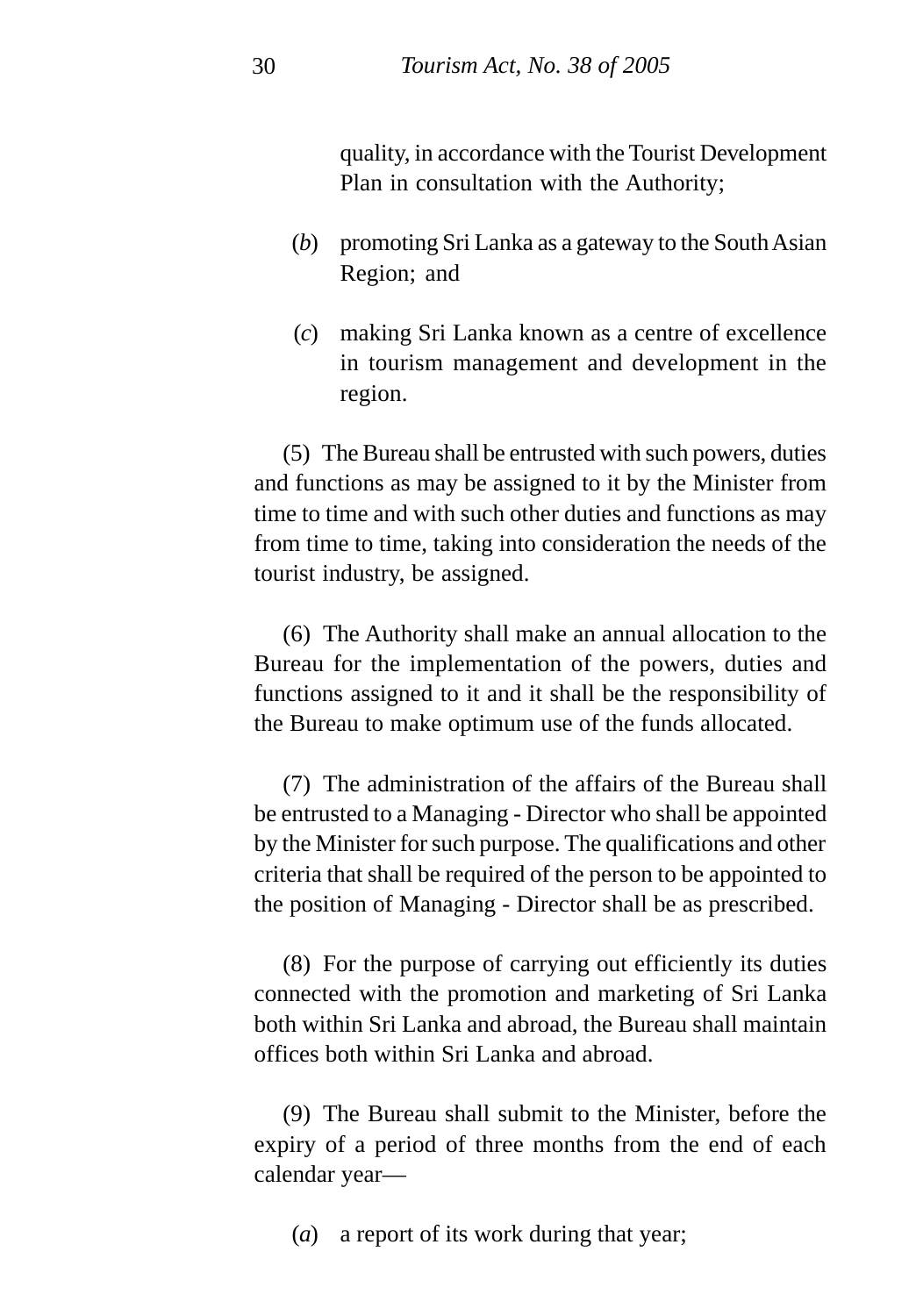quality, in accordance with the Tourist Development Plan in consultation with the Authority;

(*b*) promoting Sri Lanka as a gateway to the South Asian Region; and

(*c*) making Sri Lanka known as a centre of excellence in tourism management and development in the region.

(5) The Bureau shall be entrusted with such powers, duties and functions as may be assigned to it by the Minister from time to time and with such other duties and functions as may from time to time, taking into consideration the needs of the tourist industry, be assigned.

(6) The Authority shall make an annual allocation to the Bureau for the implementation of the powers, duties and functions assigned to it and it shall be the responsibility of the Bureau to make optimum use of the funds allocated.

(7) The administration of the affairs of the Bureau shall be entrusted to a Managing - Director who shall be appointed by the Minister for such purpose. The qualifications and other criteria that shall be required of the person to be appointed to the position of Managing - Director shall be as prescribed.

(8) For the purpose of carrying out efficiently its duties connected with the promotion and marketing of Sri Lanka both within Sri Lanka and abroad, the Bureau shall maintain offices both within Sri Lanka and abroad.

(9) The Bureau shall submit to the Minister, before the expiry of a period of three months from the end of each calendar year—

(*a*) a report of its work during that year;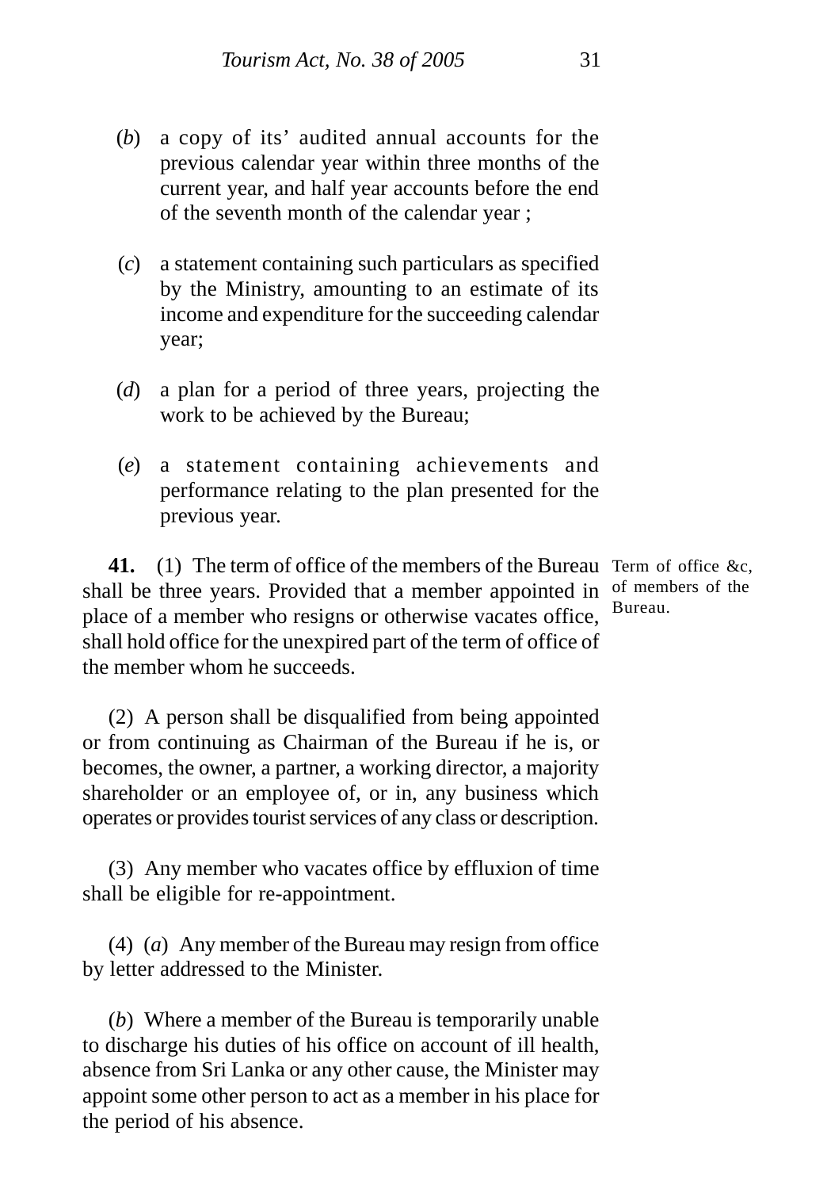(*b*) a copy of its' audited annual accounts for the previous calendar year within three months of the current year, and half year accounts before the end of the seventh month of the calendar year ;

(*c*) a statement containing such particulars as specified by the Ministry, amounting to an estimate of its income and expenditure for the succeeding calendar year;

(*d*) a plan for a period of three years, projecting the work to be achieved by the Bureau;

(*e*) a statement containing achievements and performance relating to the plan presented for the previous year.

Term of office &c, of members of the Bureau.

**41.** (1) The term of office of the members of the Bureau shall be three years. Provided that a member appointed in place of a member who resigns or otherwise vacates office, shall hold office for the unexpired part of the term of office of the member whom he succeeds.

(2) A person shall be disqualified from being appointed or from continuing as Chairman of the Bureau if he is, or becomes, the owner, a partner, a working director, a majority shareholder or an employee of, or in, any business which operates or provides tourist services of any class or description.

(3) Any member who vacates office by effluxion of time shall be eligible for re-appointment.

(4) (*a*) Any member of the Bureau may resign from office by letter addressed to the Minister.

(*b*) Where a member of the Bureau is temporarily unable to discharge his duties of his office on account of ill health, absence from Sri Lanka or any other cause, the Minister may appoint some other person to act as a member in his place for the period of his absence.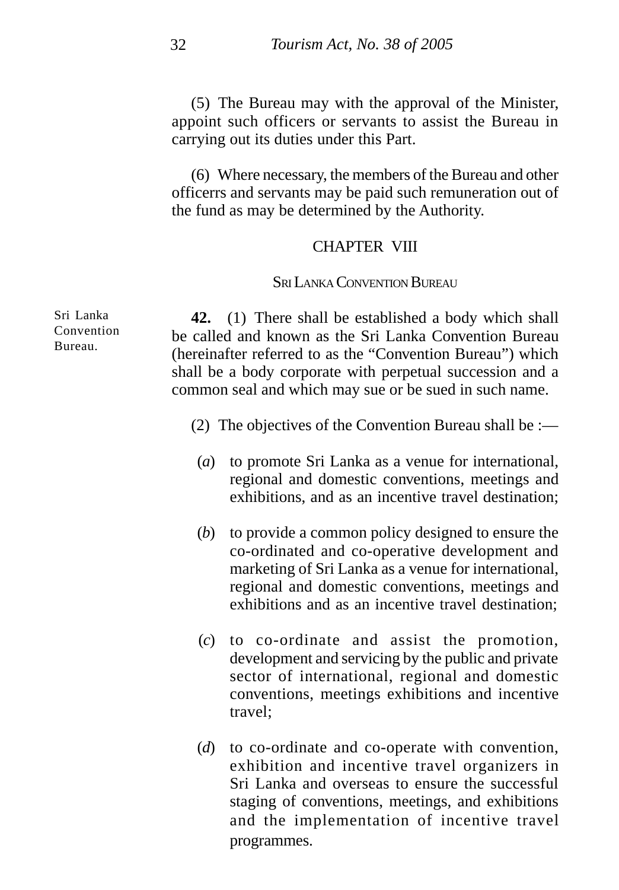(5) The Bureau may with the approval of the Minister, appoint such officers or servants to assist the Bureau in carrying out its duties under this Part.

(6) Where necessary, the members of the Bureau and other officerrs and servants may be paid such remuneration out of the fund as may be determined by the Authority.

## CHAPTER VIII

### SRI LANKA CONVENTION BUREAU

Sri Lanka Convention Bureau.

**42.** (1) There shall be established a body which shall be called and known as the Sri Lanka Convention Bureau (hereinafter referred to as the "Convention Bureau") which shall be a body corporate with perpetual succession and a common seal and which may sue or be sued in such name.

(2) The objectives of the Convention Bureau shall be :—

(*a*) to promote Sri Lanka as a venue for international, regional and domestic conventions, meetings and exhibitions, and as an incentive travel destination;

(*b*) to provide a common policy designed to ensure the co-ordinated and co-operative development and marketing of Sri Lanka as a venue for international, regional and domestic conventions, meetings and exhibitions and as an incentive travel destination;

(*c*) to co-ordinate and assist the promotion, development and servicing by the public and private sector of international, regional and domestic conventions, meetings exhibitions and incentive travel;

(*d*) to co-ordinate and co-operate with convention, exhibition and incentive travel organizers in Sri Lanka and overseas to ensure the successful staging of conventions, meetings, and exhibitions and the implementation of incentive travel programmes.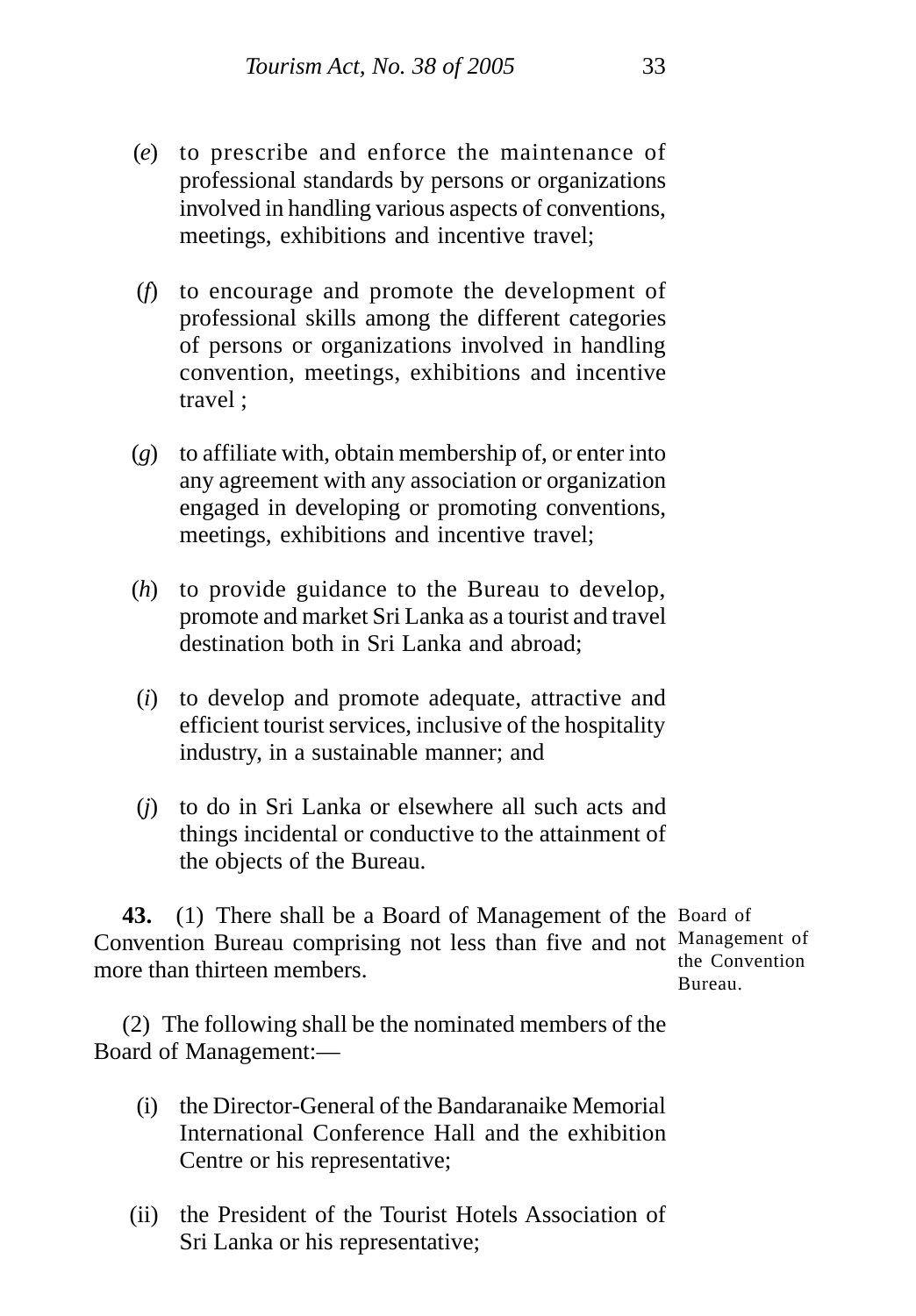(*e*) to prescribe and enforce the maintenance of professional standards by persons or organizations involved in handling various aspects of conventions, meetings, exhibitions and incentive travel;

(*f*) to encourage and promote the development of professional skills among the different categories of persons or organizations involved in handling convention, meetings, exhibitions and incentive travel ;

(*g*) to affiliate with, obtain membership of, or enter into any agreement with any association or organization engaged in developing or promoting conventions, meetings, exhibitions and incentive travel;

(*h*) to provide guidance to the Bureau to develop, promote and market Sri Lanka as a tourist and travel destination both in Sri Lanka and abroad;

(*i*) to develop and promote adequate, attractive and efficient tourist services, inclusive of the hospitality industry, in a sustainable manner; and

(*j*) to do in Sri Lanka or elsewhere all such acts and things incidental or conductive to the attainment of the objects of the Bureau.

Board of Management of the Convention Bureau.

**43.** (1) There shall be a Board of Management of the Convention Bureau comprising not less than five and not more than thirteen members.

(2) The following shall be the nominated members of the Board of Management:—

(i) the Director-General of the Bandaranaike Memorial International Conference Hall and the exhibition Centre or his representative;

(ii) the President of the Tourist Hotels Association of Sri Lanka or his representative;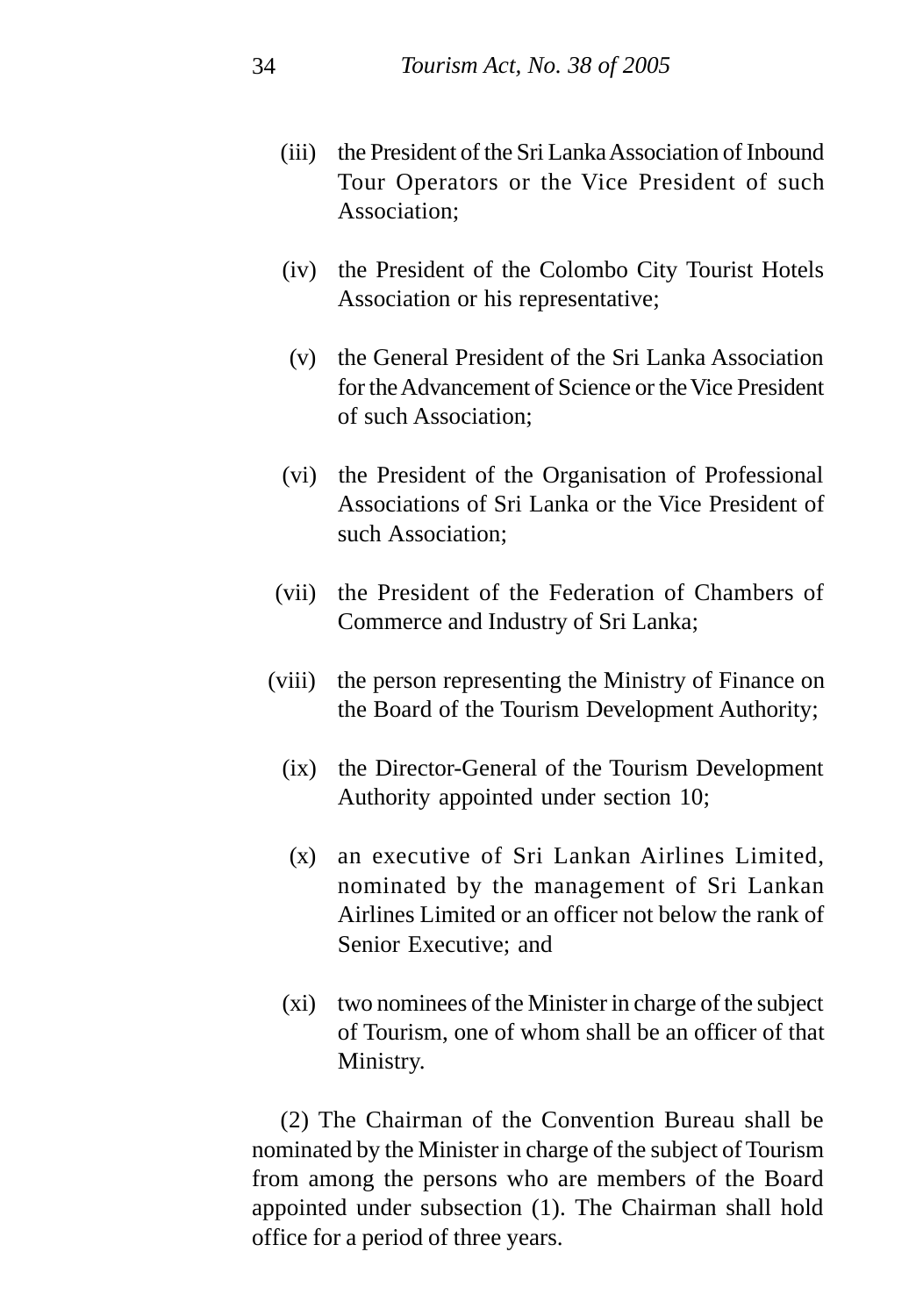(iii) the President of the Sri Lanka Association of Inbound Tour Operators or the Vice President of such Association;

(iv) the President of the Colombo City Tourist Hotels Association or his representative;

(v) the General President of the Sri Lanka Association for the Advancement of Science or the Vice President of such Association;

(vi) the President of the Organisation of Professional Associations of Sri Lanka or the Vice President of such Association;

(vii) the President of the Federation of Chambers of Commerce and Industry of Sri Lanka;

(viii) the person representing the Ministry of Finance on the Board of the Tourism Development Authority;

(ix) the Director-General of the Tourism Development Authority appointed under section 10;

(x) an executive of Sri Lankan Airlines Limited, nominated by the management of Sri Lankan Airlines Limited or an officer not below the rank of Senior Executive; and

(xi) two nominees of the Minister in charge of the subject of Tourism, one of whom shall be an officer of that Ministry.

(2) The Chairman of the Convention Bureau shall be nominated by the Minister in charge of the subject of Tourism from among the persons who are members of the Board appointed under subsection (1). The Chairman shall hold office for a period of three years.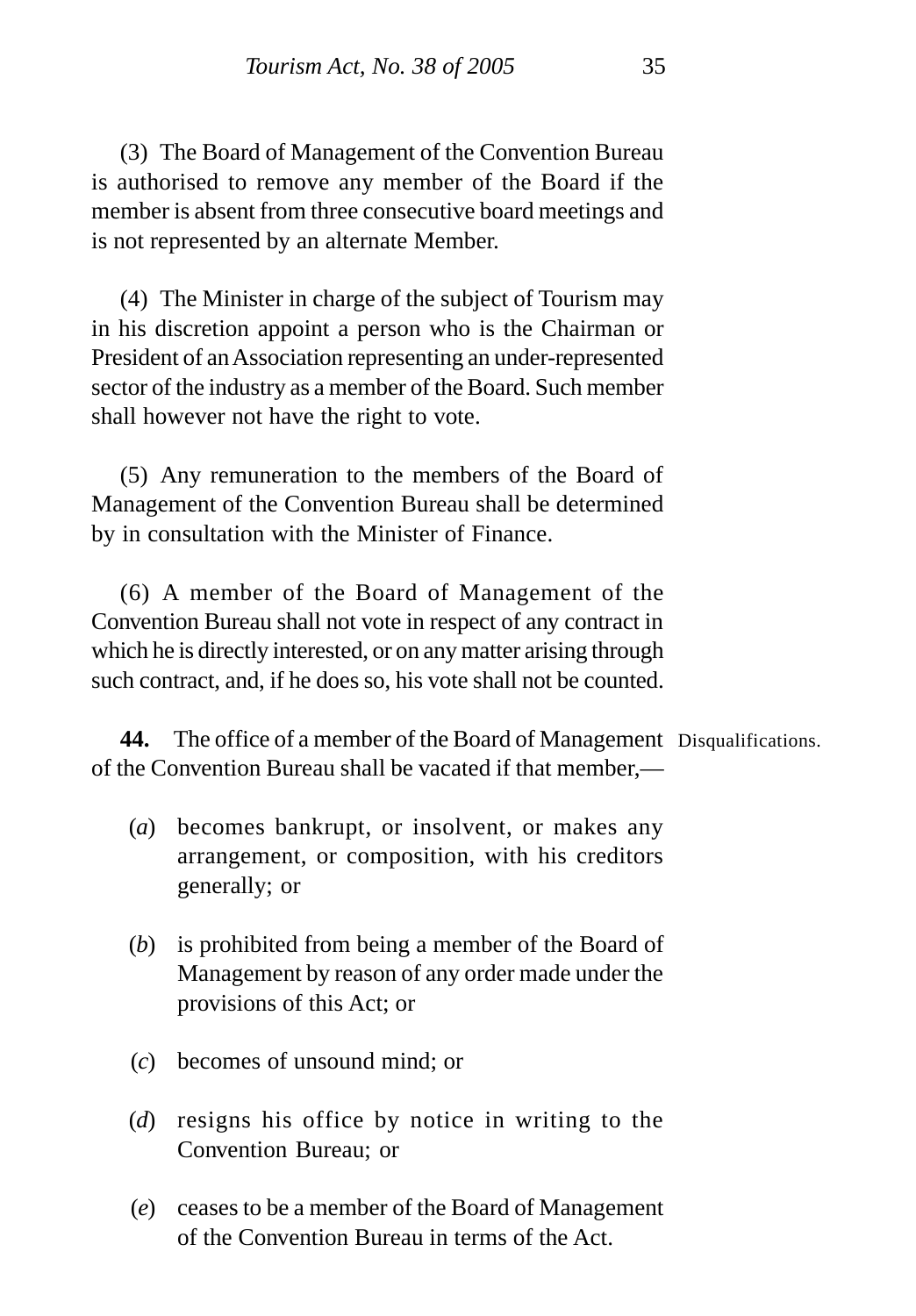(3) The Board of Management of the Convention Bureau is authorised to remove any member of the Board if the member is absent from three consecutive board meetings and is not represented by an alternate Member.

(4) The Minister in charge of the subject of Tourism may in his discretion appoint a person who is the Chairman or President of an Association representing an under-represented sector of the industry as a member of the Board. Such member shall however not have the right to vote.

(5) Any remuneration to the members of the Board of Management of the Convention Bureau shall be determined by in consultation with the Minister of Finance.

(6) A member of the Board of Management of the Convention Bureau shall not vote in respect of any contract in which he is directly interested, or on any matter arising through such contract, and, if he does so, his vote shall not be counted.

**44.** The office of a member of the Board of Management of the Convention Bureau shall be vacated if that member,— *Disqualifications.*

(*a*) becomes bankrupt, or insolvent, or makes any arrangement, or composition, with his creditors generally; or

(*b*) is prohibited from being a member of the Board of Management by reason of any order made under the provisions of this Act; or

(*c*) becomes of unsound mind; or

(*d*) resigns his office by notice in writing to the Convention Bureau; or

(*e*) ceases to be a member of the Board of Management of the Convention Bureau in terms of the Act.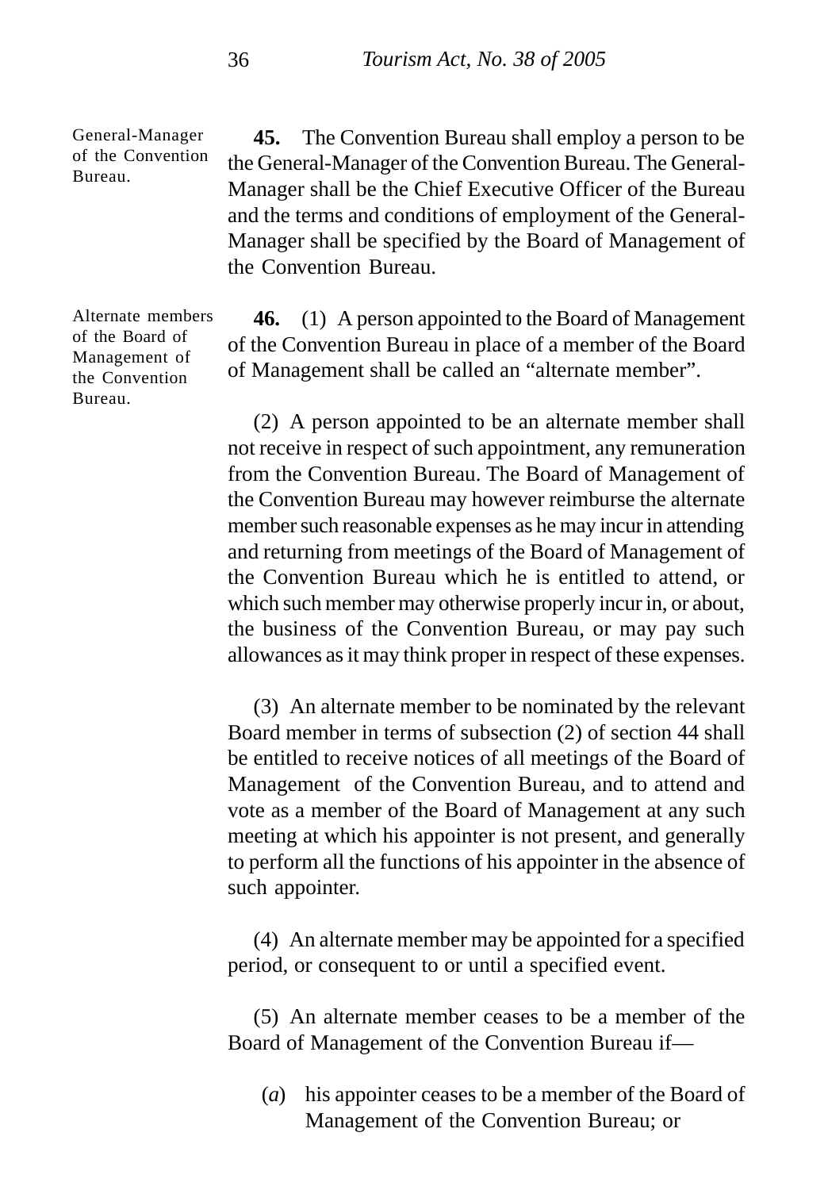General-Manager of the Convention Bureau.

**45.** The Convention Bureau shall employ a person to be the General-Manager of the Convention Bureau. The General-Manager shall be the Chief Executive Officer of the Bureau and the terms and conditions of employment of the General-Manager shall be specified by the Board of Management of the Convention Bureau.

Alternate members of the Board of Management of the Convention Bureau.

**46.** (1) A person appointed to the Board of Management of the Convention Bureau in place of a member of the Board of Management shall be called an "alternate member".

(2) A person appointed to be an alternate member shall not receive in respect of such appointment, any remuneration from the Convention Bureau. The Board of Management of the Convention Bureau may however reimburse the alternate member such reasonable expenses as he may incur in attending and returning from meetings of the Board of Management of the Convention Bureau which he is entitled to attend, or which such member may otherwise properly incur in, or about, the business of the Convention Bureau, or may pay such allowances as it may think proper in respect of these expenses.

(3) An alternate member to be nominated by the relevant Board member in terms of subsection (2) of section 44 shall be entitled to receive notices of all meetings of the Board of Management of the Convention Bureau, and to attend and vote as a member of the Board of Management at any such meeting at which his appointer is not present, and generally to perform all the functions of his appointer in the absence of such appointer.

(4) An alternate member may be appointed for a specified period, or consequent to or until a specified event.

(5) An alternate member ceases to be a member of the Board of Management of the Convention Bureau if—

(*a*) his appointer ceases to be a member of the Board of Management of the Convention Bureau; or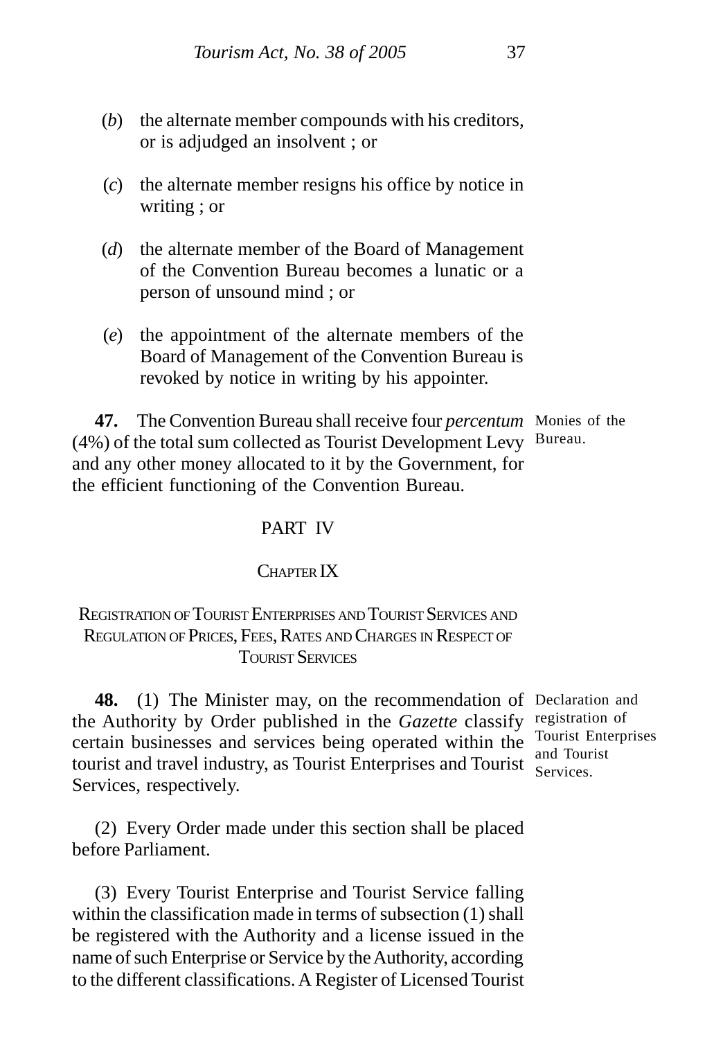(*b*) the alternate member compounds with his creditors, or is adjudged an insolvent ; or

(*c*) the alternate member resigns his office by notice in writing ; or

(*d*) the alternate member of the Board of Management of the Convention Bureau becomes a lunatic or a person of unsound mind ; or

(*e*) the appointment of the alternate members of the Board of Management of the Convention Bureau is revoked by notice in writing by his appointer.

Monies of the Bureau.

**47.** The Convention Bureau shall receive four *percentum* (4%) of the total sum collected as Tourist Development Levy and any other money allocated to it by the Government, for the efficient functioning of the Convention Bureau.

## PART IV

### CHAPTER IX

### REGISTRATION OF TOURIST ENTERPRISES AND TOURIST SERVICES AND REGULATION OF PRICES, FEES, RATES AND CHARGES IN RESPECT OF TOURIST SERVICES

Declaration and registration of Tourist Enterprises and Tourist Services.

**48.** (1) The Minister may, on the recommendation of the Authority by Order published in the *Gazette* classify certain businesses and services being operated within the tourist and travel industry, as Tourist Enterprises and Tourist Services, respectively.

(2) Every Order made under this section shall be placed before Parliament.

(3) Every Tourist Enterprise and Tourist Service falling within the classification made in terms of subsection (1) shall be registered with the Authority and a license issued in the name of such Enterprise or Service by the Authority, according to the different classifications. A Register of Licensed Tourist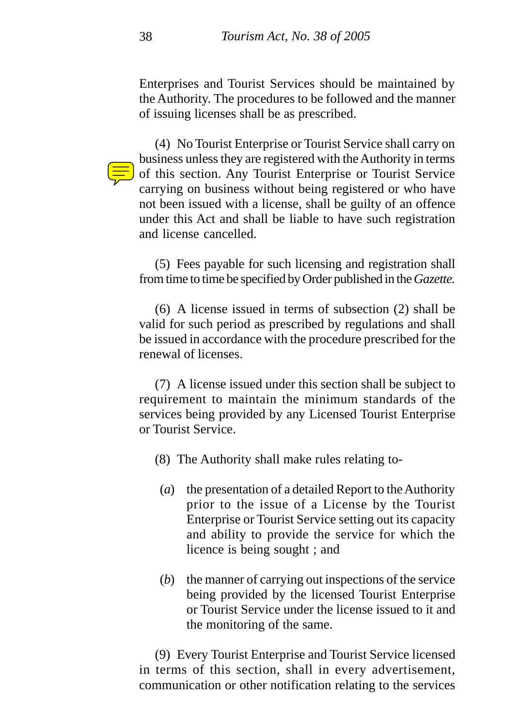Enterprises and Tourist Services should be maintained by the Authority. The procedures to be followed and the manner of issuing licenses shall be as prescribed.

(4) No Tourist Enterprise or Tourist Service shall carry on business unless they are registered with the Authority in terms of this section. Any Tourist Enterprise or Tourist Service carrying on business without being registered or who have not been issued with a license, shall be guilty of an offence under this Act and shall be liable to have such registration and license cancelled.

(5) Fees payable for such licensing and registration shall from time to time be specified by Order published in the *Gazette.*

(6) A license issued in terms of subsection (2) shall be valid for such period as prescribed by regulations and shall be issued in accordance with the procedure prescribed for the renewal of licenses.

(7) A license issued under this section shall be subject to requirement to maintain the minimum standards of the services being provided by any Licensed Tourist Enterprise or Tourist Service.

(8) The Authority shall make rules relating to-

(*a*) the presentation of a detailed Report to the Authority prior to the issue of a License by the Tourist Enterprise or Tourist Service setting out its capacity and ability to provide the service for which the licence is being sought ; and

(*b*) the manner of carrying out inspections of the service being provided by the licensed Tourist Enterprise or Tourist Service under the license issued to it and the monitoring of the same.

(9) Every Tourist Enterprise and Tourist Service licensed in terms of this section, shall in every advertisement, communication or other notification relating to the services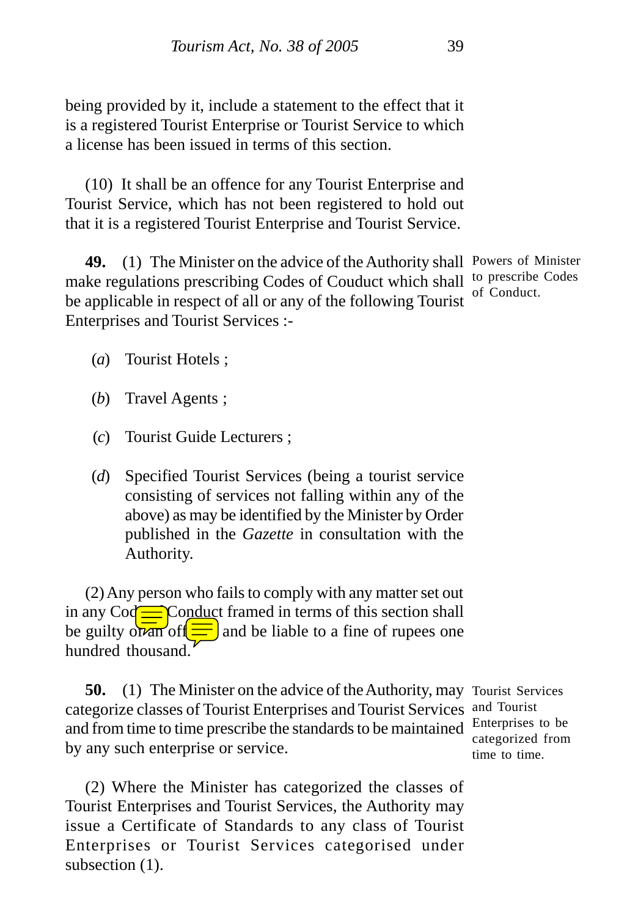being provided by it, include a statement to the effect that it is a registered Tourist Enterprise or Tourist Service to which a license has been issued in terms of this section.

(10) It shall be an offence for any Tourist Enterprise and Tourist Service, which has not been registered to hold out that it is a registered Tourist Enterprise and Tourist Service.

*Powers of Minister to prescribe Codes of Conduct.*

**49.** (1) The Minister on the advice of the Authority shall make regulations prescribing Codes of Couduct which shall be applicable in respect of all or any of the following Tourist Enterprises and Tourist Services :-

(*a*) Tourist Hotels ;

(*b*) Travel Agents ;

(*c*) Tourist Guide Lecturers ;

(*d*) Specified Tourist Services (being a tourist service consisting of services not falling within any of the above) as may be identified by the Minister by Order published in the *Gazette* in consultation with the Authority.

(2) Any person who fails to comply with any matter set out in any Code of Conduct framed in terms of this section shall be guilty of an offence and be liable to a fine of rupees one hundred thousand.

*Tourist Services and Tourist Enterprises to be categorized from time to time.*

**50.** (1) The Minister on the advice of the Authority, may categorize classes of Tourist Enterprises and Tourist Services and from time to time prescribe the standards to be maintained by any such enterprise or service.

(2) Where the Minister has categorized the classes of Tourist Enterprises and Tourist Services, the Authority may issue a Certificate of Standards to any class of Tourist Enterprises or Tourist Services categorised under subsection (1).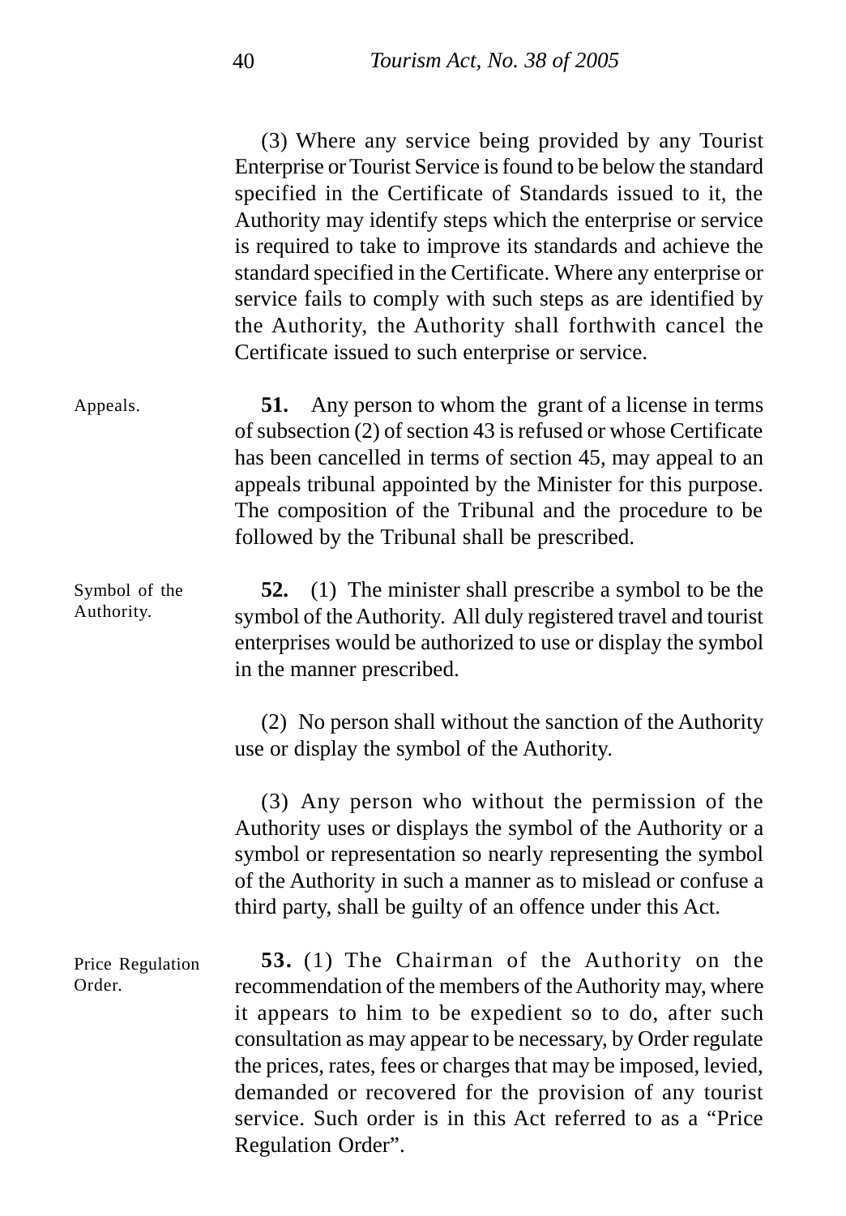(3) Where any service being provided by any Tourist Enterprise or Tourist Service is found to be below the standard specified in the Certificate of Standards issued to it, the Authority may identify steps which the enterprise or service is required to take to improve its standards and achieve the standard specified in the Certificate. Where any enterprise or service fails to comply with such steps as are identified by the Authority, the Authority shall forthwith cancel the Certificate issued to such enterprise or service.

Appeals.

**51.** Any person to whom the grant of a license in terms of subsection (2) of section 43 is refused or whose Certificate has been cancelled in terms of section 45, may appeal to an appeals tribunal appointed by the Minister for this purpose. The composition of the Tribunal and the procedure to be followed by the Tribunal shall be prescribed.

Symbol of the Authority.

**52.** (1) The minister shall prescribe a symbol to be the symbol of the Authority. All duly registered travel and tourist enterprises would be authorized to use or display the symbol in the manner prescribed.

(2) No person shall without the sanction of the Authority use or display the symbol of the Authority.

(3) Any person who without the permission of the Authority uses or displays the symbol of the Authority or a symbol or representation so nearly representing the symbol of the Authority in such a manner as to mislead or confuse a third party, shall be guilty of an offence under this Act.

Price Regulation Order.

**53.** (1) The Chairman of the Authority on the recommendation of the members of the Authority may, where it appears to him to be expedient so to do, after such consultation as may appear to be necessary, by Order regulate the prices, rates, fees or charges that may be imposed, levied, demanded or recovered for the provision of any tourist service. Such order is in this Act referred to as a "Price Regulation Order".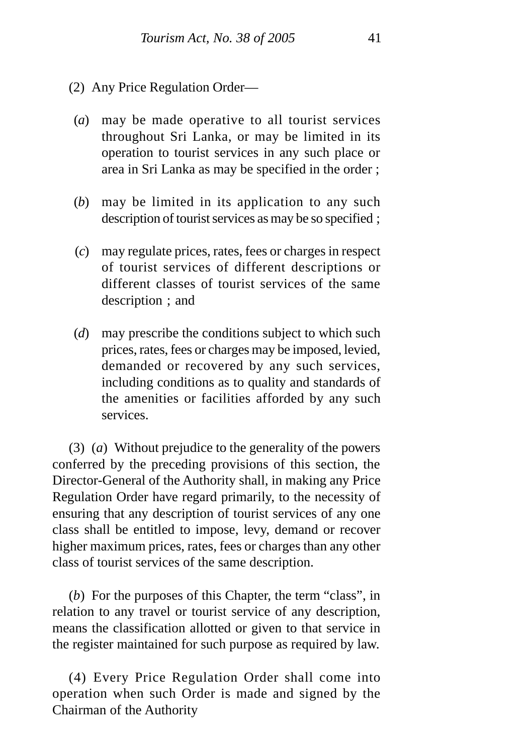(2) Any Price Regulation Order—

(*a*) may be made operative to all tourist services throughout Sri Lanka, or may be limited in its operation to tourist services in any such place or area in Sri Lanka as may be specified in the order ;

(*b*) may be limited in its application to any such description of tourist services as may be so specified ;

(*c*) may regulate prices, rates, fees or charges in respect of tourist services of different descriptions or different classes of tourist services of the same description ; and

(*d*) may prescribe the conditions subject to which such prices, rates, fees or charges may be imposed, levied, demanded or recovered by any such services, including conditions as to quality and standards of the amenities or facilities afforded by any such services.

(3) (*a*) Without prejudice to the generality of the powers conferred by the preceding provisions of this section, the Director-General of the Authority shall, in making any Price Regulation Order have regard primarily, to the necessity of ensuring that any description of tourist services of any one class shall be entitled to impose, levy, demand or recover higher maximum prices, rates, fees or charges than any other class of tourist services of the same description.

(*b*) For the purposes of this Chapter, the term "class", in relation to any travel or tourist service of any description, means the classification allotted or given to that service in the register maintained for such purpose as required by law.

(4) Every Price Regulation Order shall come into operation when such Order is made and signed by the Chairman of the Authority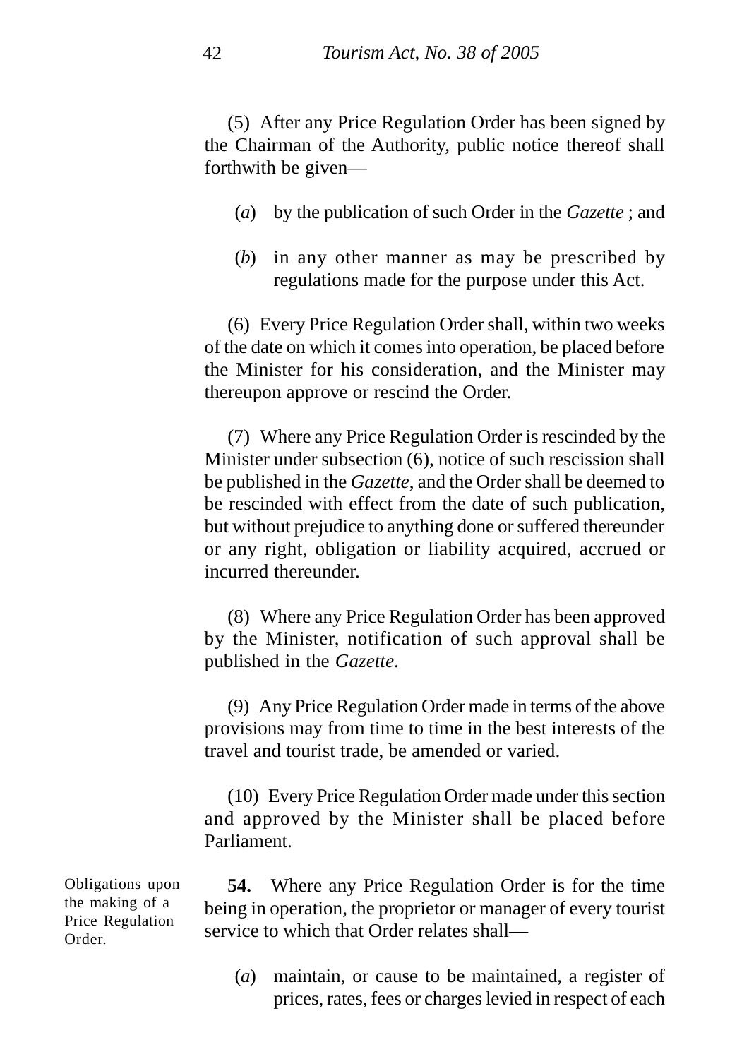(5) After any Price Regulation Order has been signed by the Chairman of the Authority, public notice thereof shall forthwith be given—

(*a*) by the publication of such Order in the *Gazette* ; and

(*b*) in any other manner as may be prescribed by regulations made for the purpose under this Act.

(6) Every Price Regulation Order shall, within two weeks of the date on which it comes into operation, be placed before the Minister for his consideration, and the Minister may thereupon approve or rescind the Order.

(7) Where any Price Regulation Order is rescinded by the Minister under subsection (6), notice of such rescission shall be published in the *Gazette*, and the Order shall be deemed to be rescinded with effect from the date of such publication, but without prejudice to anything done or suffered thereunder or any right, obligation or liability acquired, accrued or incurred thereunder.

(8) Where any Price Regulation Order has been approved by the Minister, notification of such approval shall be published in the *Gazette*.

(9) Any Price Regulation Order made in terms of the above provisions may from time to time in the best interests of the travel and tourist trade, be amended or varied.

(10) Every Price Regulation Order made under this section and approved by the Minister shall be placed before Parliament.

Obligations upon the making of a Price Regulation Order.

**54.** Where any Price Regulation Order is for the time being in operation, the proprietor or manager of every tourist service to which that Order relates shall—

(*a*) maintain, or cause to be maintained, a register of prices, rates, fees or charges levied in respect of each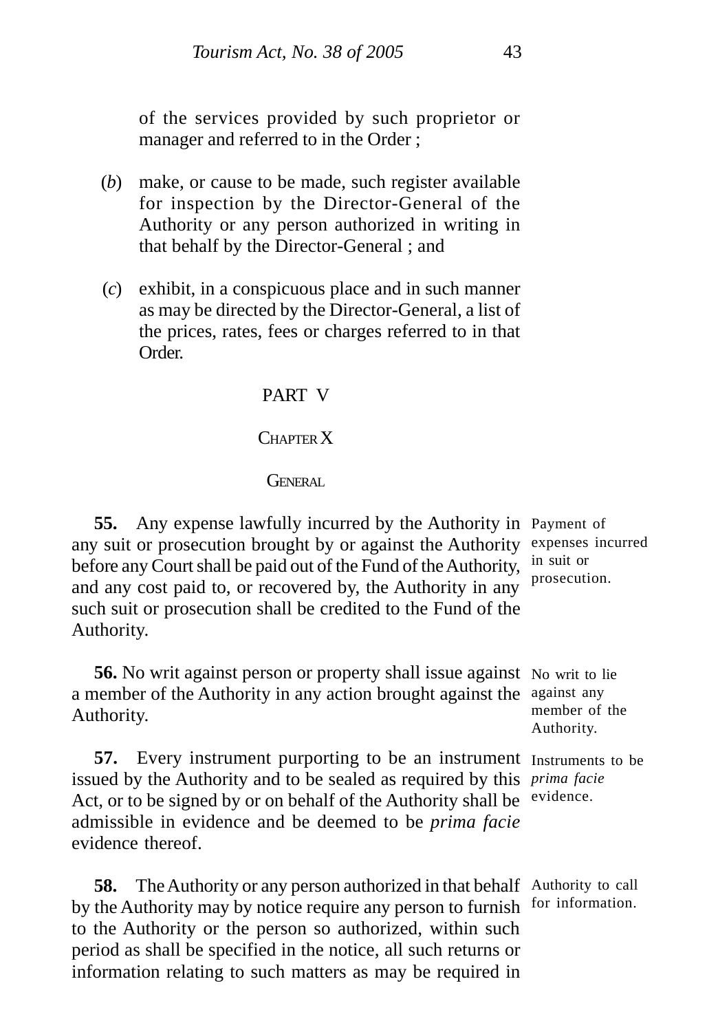of the services provided by such proprietor or manager and referred to in the Order ;

(*b*) make, or cause to be made, such register available for inspection by the Director-General of the Authority or any person authorized in writing in that behalf by the Director-General ; and

(*c*) exhibit, in a conspicuous place and in such manner as may be directed by the Director-General, a list of the prices, rates, fees or charges referred to in that Order.

## PART V

### CHAPTER X

### GENERAL

Payment of expenses incurred in suit or prosecution.

**55.** Any expense lawfully incurred by the Authority in any suit or prosecution brought by or against the Authority before any Court shall be paid out of the Fund of the Authority, and any cost paid to, or recovered by, the Authority in any such suit or prosecution shall be credited to the Fund of the Authority.

No writ to lie against any member of the Authority.

**56.** No writ against person or property shall issue against a member of the Authority in any action brought against the Authority.

Instruments to be *prima facie* evidence.

**57.** Every instrument purporting to be an instrument issued by the Authority and to be sealed as required by this Act, or to be signed by or on behalf of the Authority shall be admissible in evidence and be deemed to be *prima facie* evidence thereof.

Authority to call for information.

**58.** The Authority or any person authorized in that behalf by the Authority may by notice require any person to furnish to the Authority or the person so authorized, within such period as shall be specified in the notice, all such returns or information relating to such matters as may be required in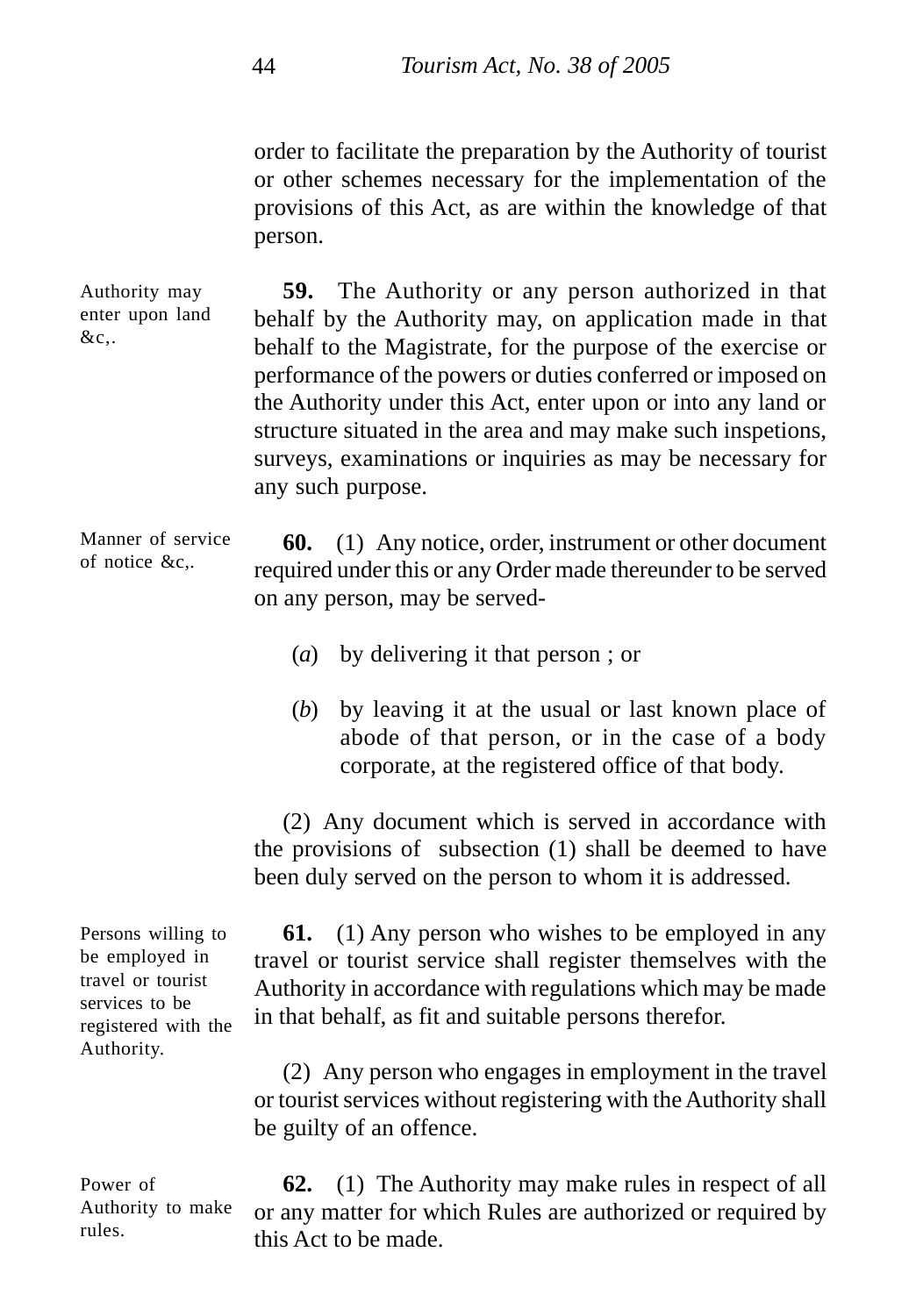order to facilitate the preparation by the Authority of tourist or other schemes necessary for the implementation of the provisions of this Act, as are within the knowledge of that person.

Authority may enter upon land &c,.

**59.** The Authority or any person authorized in that behalf by the Authority may, on application made in that behalf to the Magistrate, for the purpose of the exercise or performance of the powers or duties conferred or imposed on the Authority under this Act, enter upon or into any land or structure situated in the area and may make such inspetions, surveys, examinations or inquiries as may be necessary for any such purpose.

Manner of service of notice &c,.

**60.** (1) Any notice, order, instrument or other document required under this or any Order made thereunder to be served on any person, may be served-

(*a*) by delivering it that person ; or

(*b*) by leaving it at the usual or last known place of abode of that person, or in the case of a body corporate, at the registered office of that body.

(2) Any document which is served in accordance with the provisions of subsection (1) shall be deemed to have been duly served on the person to whom it is addressed.

Persons willing to be employed in travel or tourist services to be registered with the Authority.

**61.** (1) Any person who wishes to be employed in any travel or tourist service shall register themselves with the Authority in accordance with regulations which may be made in that behalf, as fit and suitable persons therefor.

(2) Any person who engages in employment in the travel or tourist services without registering with the Authority shall be guilty of an offence.

Power of Authority to make rules.

**62.** (1) The Authority may make rules in respect of all or any matter for which Rules are authorized or required by this Act to be made.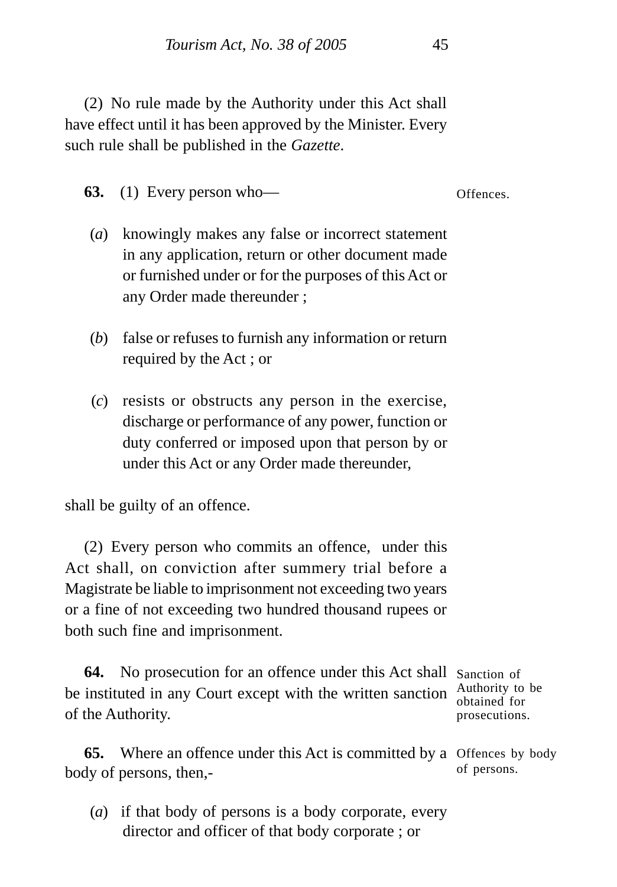(2) No rule made by the Authority under this Act shall have effect until it has been approved by the Minister. Every such rule shall be published in the *Gazette*.

Offences.

**63.** (1) Every person who—

(*a*) knowingly makes any false or incorrect statement in any application, return or other document made or furnished under or for the purposes of this Act or any Order made thereunder ;

(*b*) false or refuses to furnish any information or return required by the Act ; or

(*c*) resists or obstructs any person in the exercise, discharge or performance of any power, function or duty conferred or imposed upon that person by or under this Act or any Order made thereunder,

shall be guilty of an offence.

(2) Every person who commits an offence, under this Act shall, on conviction after summery trial before a Magistrate be liable to imprisonment not exceeding two years or a fine of not exceeding two hundred thousand rupees or both such fine and imprisonment.

Sanction of Authority to be obtained for prosecutions.

**64.** No prosecution for an offence under this Act shall be instituted in any Court except with the written sanction of the Authority.

Offences by body of persons.

**65.** Where an offence under this Act is committed by a body of persons, then,-

(*a*) if that body of persons is a body corporate, every director and officer of that body corporate ; or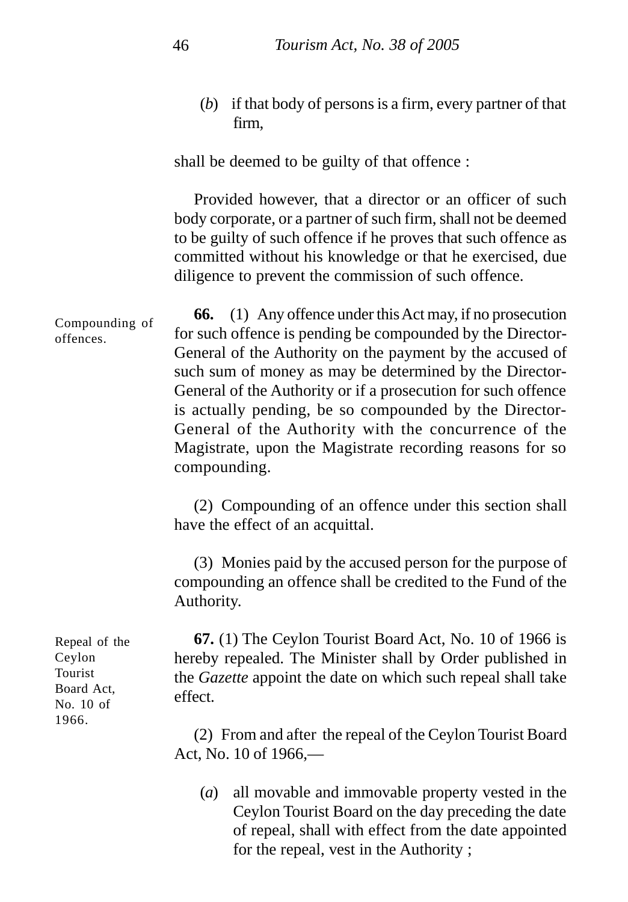(*b*) if that body of persons is a firm, every partner of that firm,

shall be deemed to be guilty of that offence :

Provided however, that a director or an officer of such body corporate, or a partner of such firm, shall not be deemed to be guilty of such offence if he proves that such offence as committed without his knowledge or that he exercised, due diligence to prevent the commission of such offence.

Compounding of offences.

**66.** (1) Any offence under this Act may, if no prosecution for such offence is pending be compounded by the Director-General of the Authority on the payment by the accused of such sum of money as may be determined by the Director-General of the Authority or if a prosecution for such offence is actually pending, be so compounded by the Director-General of the Authority with the concurrence of the Magistrate, upon the Magistrate recording reasons for so compounding.

(2) Compounding of an offence under this section shall have the effect of an acquittal.

(3) Monies paid by the accused person for the purpose of compounding an offence shall be credited to the Fund of the Authority.

Repeal of the Ceylon Tourist Board Act, No. 10 of 1966.

**67.** (1) The Ceylon Tourist Board Act, No. 10 of 1966 is hereby repealed. The Minister shall by Order published in the *Gazette* appoint the date on which such repeal shall take effect.

(2) From and after the repeal of the Ceylon Tourist Board Act, No. 10 of 1966,—

(*a*) all movable and immovable property vested in the Ceylon Tourist Board on the day preceding the date of repeal, shall with effect from the date appointed for the repeal, vest in the Authority ;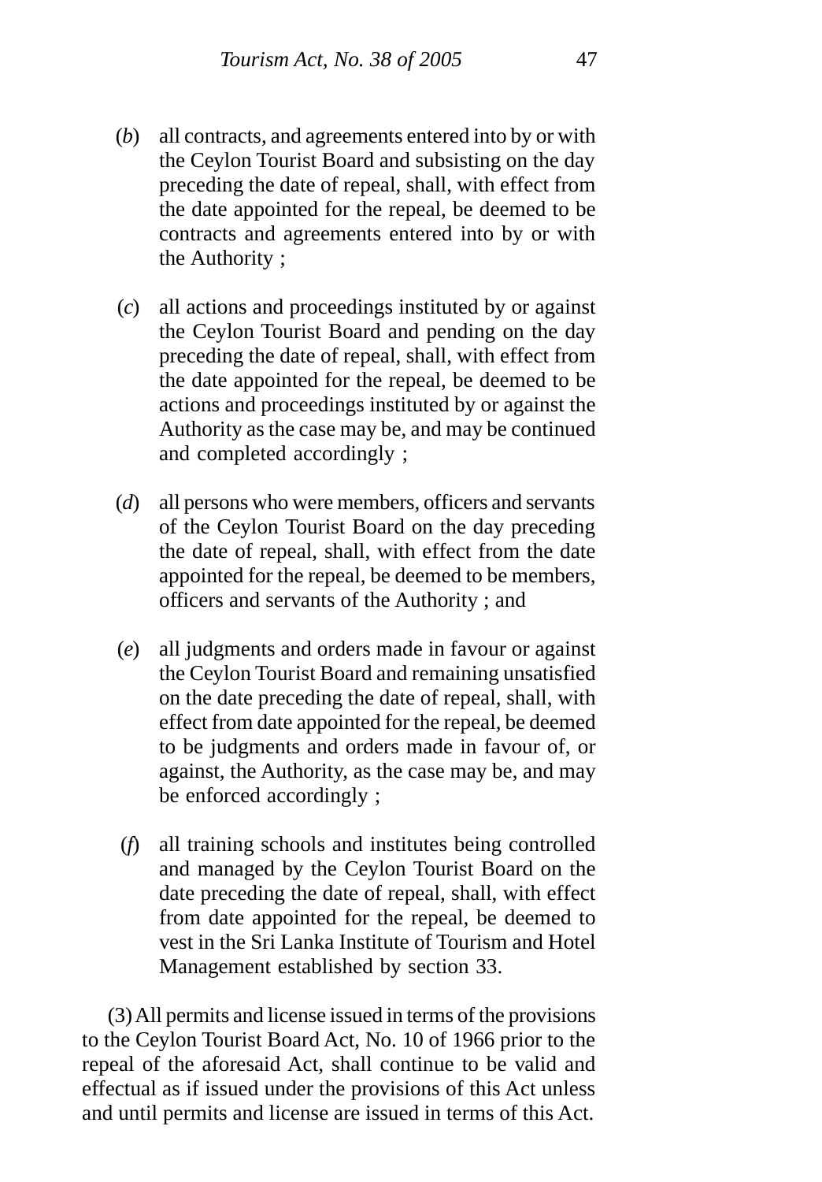(*b*) all contracts, and agreements entered into by or with the Ceylon Tourist Board and subsisting on the day preceding the date of repeal, shall, with effect from the date appointed for the repeal, be deemed to be contracts and agreements entered into by or with the Authority ;

(*c*) all actions and proceedings instituted by or against the Ceylon Tourist Board and pending on the day preceding the date of repeal, shall, with effect from the date appointed for the repeal, be deemed to be actions and proceedings instituted by or against the Authority as the case may be, and may be continued and completed accordingly ;

(*d*) all persons who were members, officers and servants of the Ceylon Tourist Board on the day preceding the date of repeal, shall, with effect from the date appointed for the repeal, be deemed to be members, officers and servants of the Authority ; and

(*e*) all judgments and orders made in favour or against the Ceylon Tourist Board and remaining unsatisfied on the date preceding the date of repeal, shall, with effect from date appointed for the repeal, be deemed to be judgments and orders made in favour of, or against, the Authority, as the case may be, and may be enforced accordingly ;

(*f*) all training schools and institutes being controlled and managed by the Ceylon Tourist Board on the date preceding the date of repeal, shall, with effect from date appointed for the repeal, be deemed to vest in the Sri Lanka Institute of Tourism and Hotel Management established by section 33.

(3) All permits and license issued in terms of the provisions to the Ceylon Tourist Board Act, No. 10 of 1966 prior to the repeal of the aforesaid Act, shall continue to be valid and effectual as if issued under the provisions of this Act unless and until permits and license are issued in terms of this Act.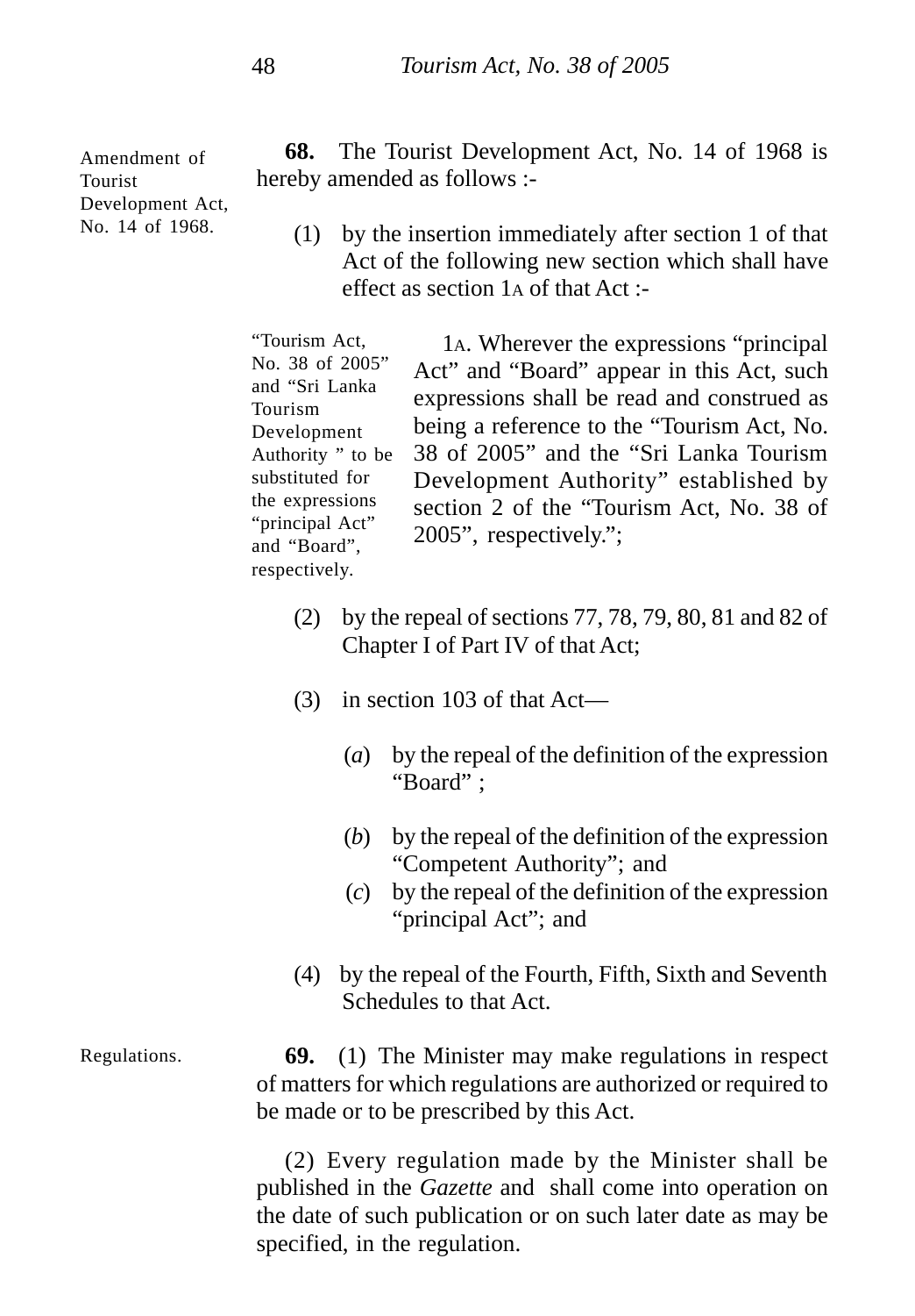Amendment of Tourist Development Act, No. 14 of 1968.

**68.** The Tourist Development Act, No. 14 of 1968 is hereby amended as follows :-

(1) by the insertion immediately after section 1 of that Act of the following new section which shall have effect as section 1A of that Act :-

"Tourism Act, No. 38 of 2005" and "Sri Lanka Tourism Development Authority " to be substituted for the expressions "principal Act" and "Board", respectively.

1A. Wherever the expressions "principal Act" and "Board" appear in this Act, such expressions shall be read and construed as being a reference to the "Tourism Act, No. 38 of 2005" and the "Sri Lanka Tourism Development Authority" established by section 2 of the "Tourism Act, No. 38 of 2005", respectively.";

(2) by the repeal of sections 77, 78, 79, 80, 81 and 82 of Chapter I of Part IV of that Act;

(3) in section 103 of that Act—

(*a*) by the repeal of the definition of the expression "Board" ;

(*b*) by the repeal of the definition of the expression "Competent Authority"; and

(*c*) by the repeal of the definition of the expression "principal Act"; and

(4) by the repeal of the Fourth, Fifth, Sixth and Seventh Schedules to that Act.

Regulations.

**69.** (1) The Minister may make regulations in respect of matters for which regulations are authorized or required to be made or to be prescribed by this Act.

(2) Every regulation made by the Minister shall be published in the *Gazette* and shall come into operation on the date of such publication or on such later date as may be specified, in the regulation.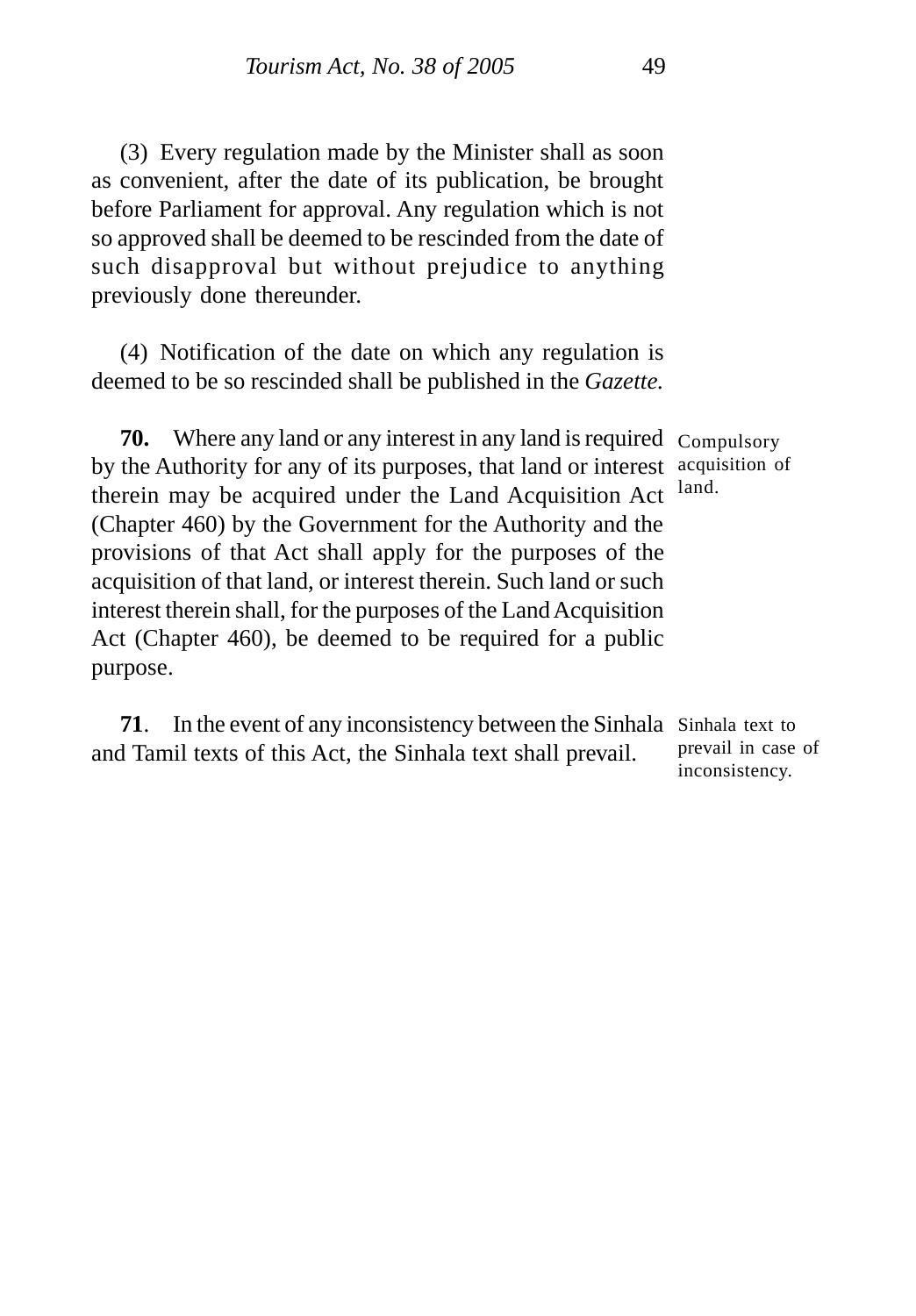(3) Every regulation made by the Minister shall as soon as convenient, after the date of its publication, be brought before Parliament for approval. Any regulation which is not so approved shall be deemed to be rescinded from the date of such disapproval but without prejudice to anything previously done thereunder.

(4) Notification of the date on which any regulation is deemed to be so rescinded shall be published in the *Gazette.*

Compulsory acquisition of land.

**70.** Where any land or any interest in any land is required by the Authority for any of its purposes, that land or interest therein may be acquired under the Land Acquisition Act (Chapter 460) by the Government for the Authority and the provisions of that Act shall apply for the purposes of the acquisition of that land, or interest therein. Such land or such interest therein shall, for the purposes of the Land Acquisition Act (Chapter 460), be deemed to be required for a public purpose.

Sinhala text to prevail in case of inconsistency.

**71**. In the event of any inconsistency between the Sinhala and Tamil texts of this Act, the Sinhala text shall prevail.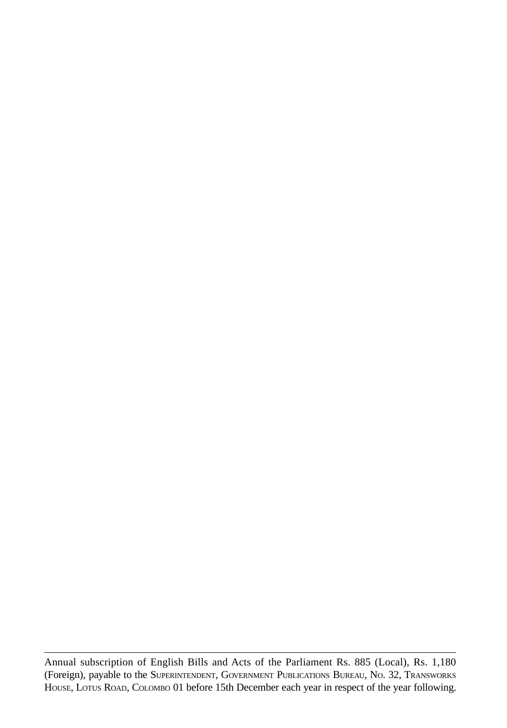Annual subscription of English Bills and Acts of the Parliament Rs. 885 (Local), Rs. 1,180 (Foreign), payable to the SUPERINTENDENT, GOVERNMENT PUBLICATIONS BUREAU, NO. 32, TRANSWORKS HOUSE, LOTUS ROAD, COLOMBO 01 before 15th December each year in respect of the year following.